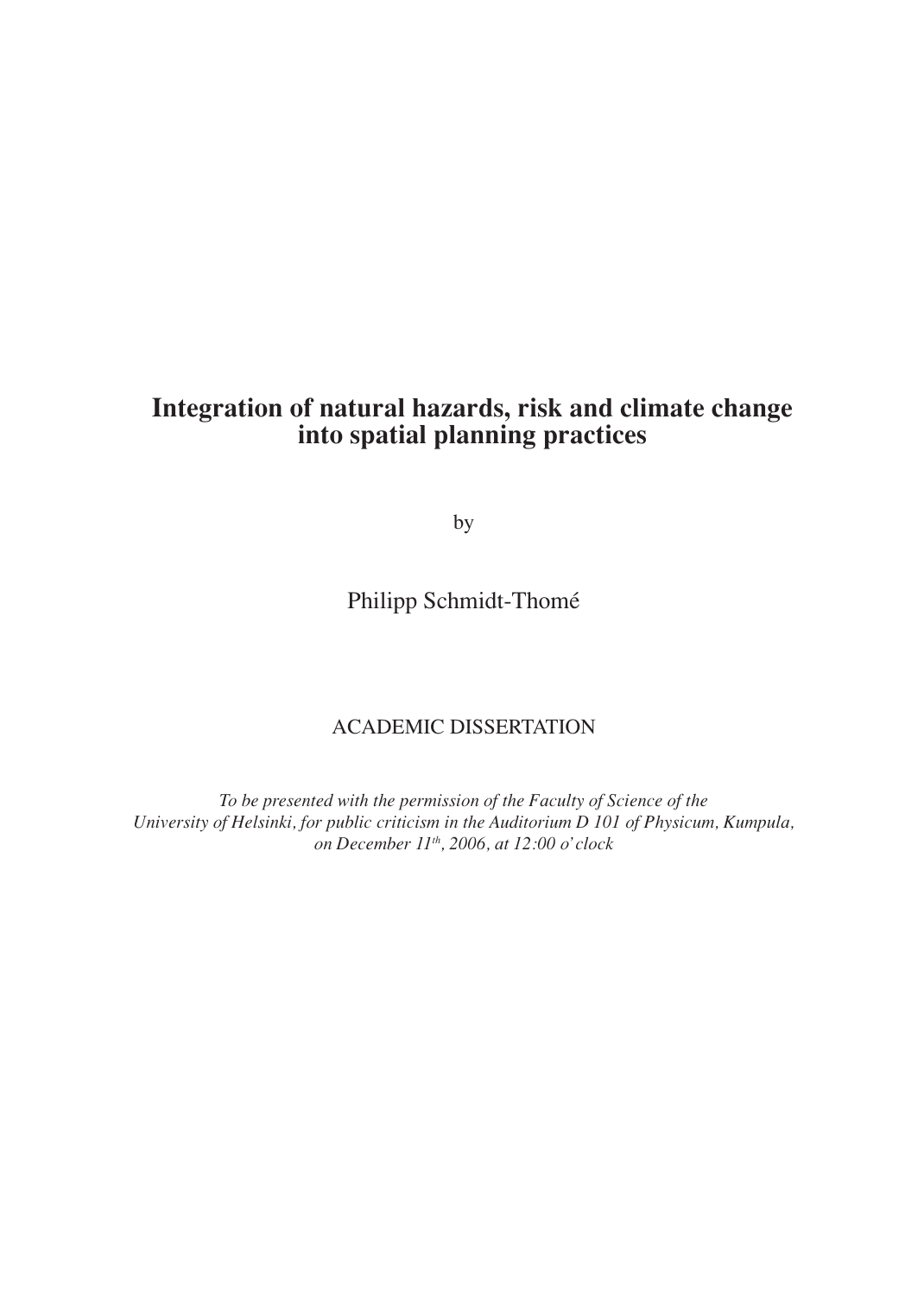# Integration of natural hazards, risk and climate change into spatial planning practices

by

Philipp Schmidt-Thomé

ACADEMIC DISSERTATION

*To be presented with the permission of the Faculty of Science of the University of Helsinki, for public criticism in the Auditorium D 101 of Physicum, Kumpula, on December 11th, 2006, at 12:00 o' clock*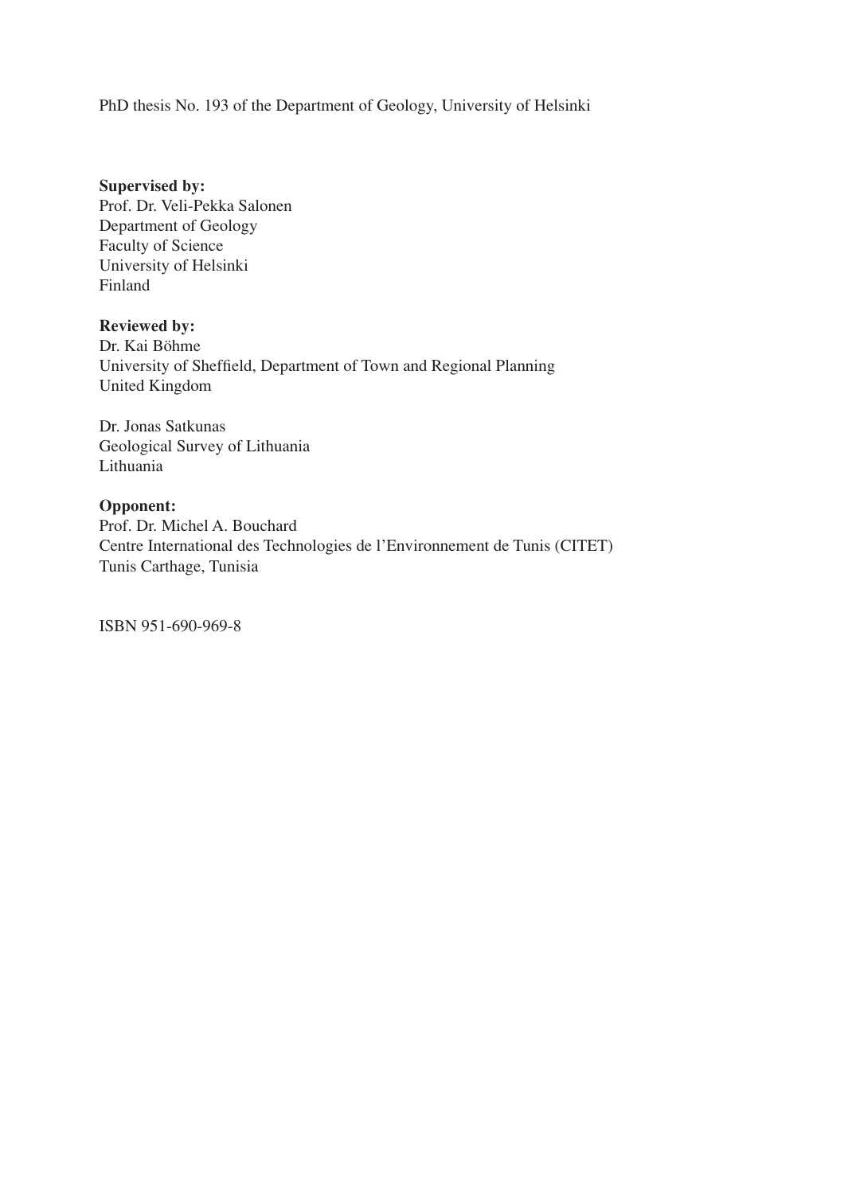PhD thesis No. 193 of the Department of Geology, University of Helsinki

**Supervised by:**
Prof. Dr. Veli-Pekka Salonen
Department of Geology
Faculty of Science
University of Helsinki
Finland

**Reviewed by:**
Dr. Kai Böhme
University of Sheffield, Department of Town and Regional Planning
United Kingdom

Dr. Jonas Satkunas
Geological Survey of Lithuania
Lithuania

**Opponent:**
Prof. Dr. Michel A. Bouchard
Centre International des Technologies de l'Environnement de Tunis (CITET)
Tunis Carthage, Tunisia

ISBN 951-690-969-8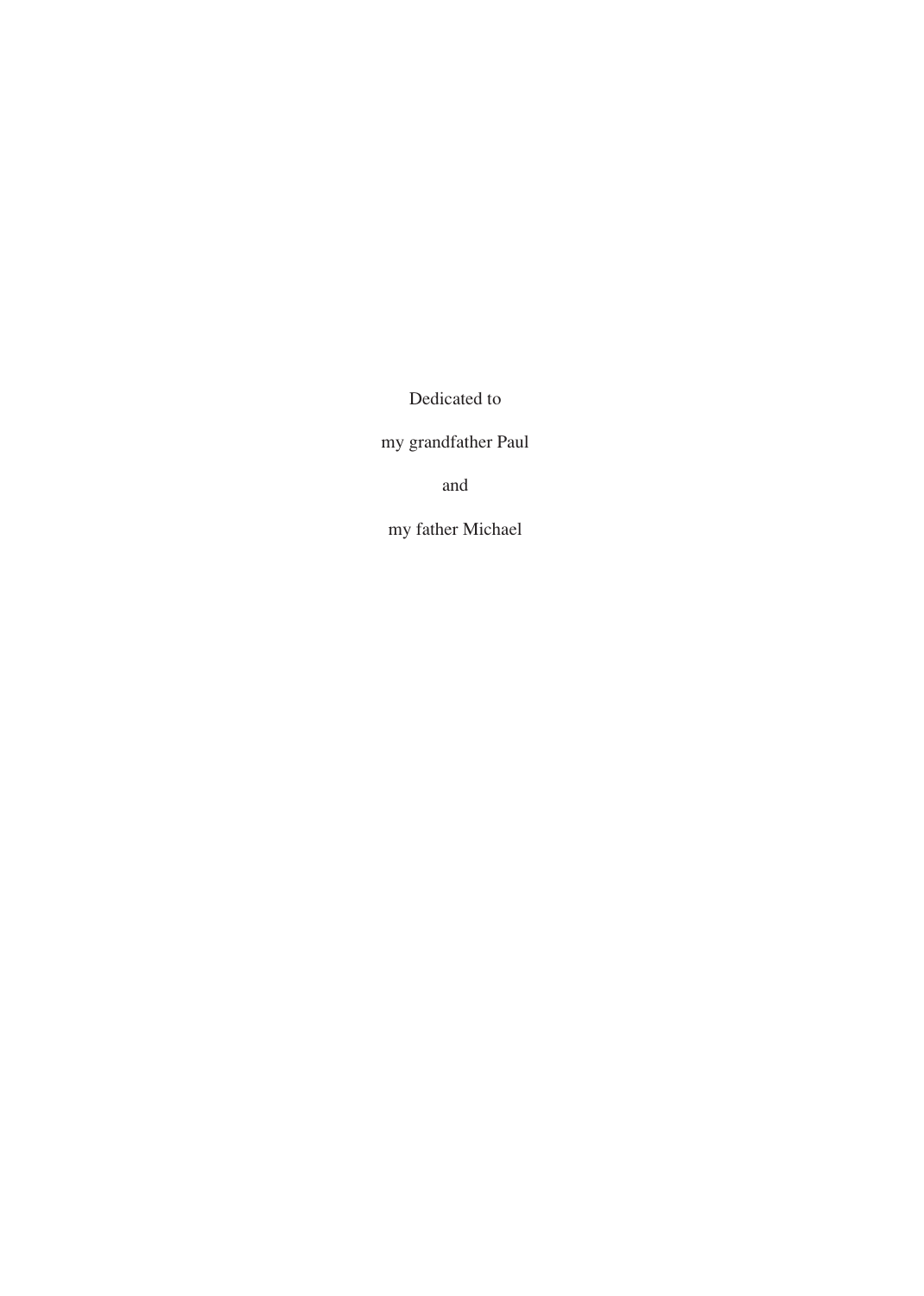Dedicated to

my grandfather Paul

and

my father Michael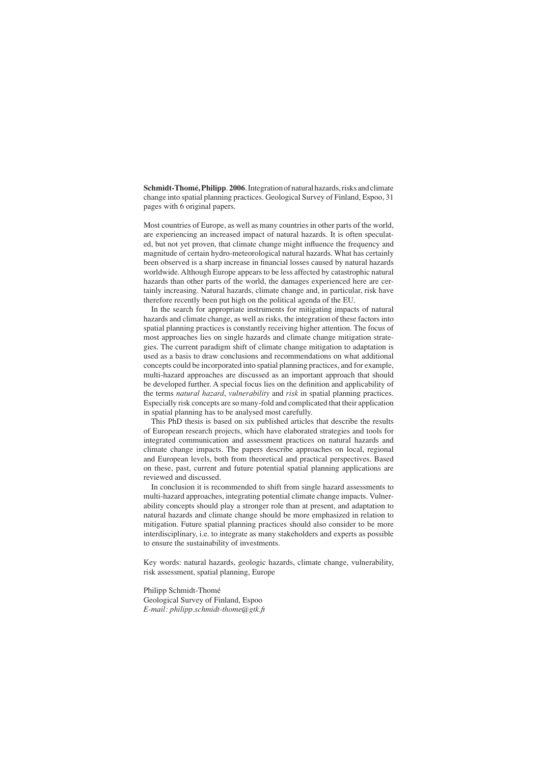**Schmidt-Thomé, Philipp**. **2006**. Integration of natural hazards, risks and climate change into spatial planning practices. Geological Survey of Finland, Espoo, 31 pages with 6 original papers.

Most countries of Europe, as well as many countries in other parts of the world, are experiencing an increased impact of natural hazards. It is often speculated, but not yet proven, that climate change might influence the frequency and magnitude of certain hydro-meteorological natural hazards. What has certainly been observed is a sharp increase in financial losses caused by natural hazards worldwide. Although Europe appears to be less affected by catastrophic natural hazards than other parts of the world, the damages experienced here are certainly increasing. Natural hazards, climate change and, in particular, risk have therefore recently been put high on the political agenda of the EU.

In the search for appropriate instruments for mitigating impacts of natural hazards and climate change, as well as risks, the integration of these factors into spatial planning practices is constantly receiving higher attention. The focus of most approaches lies on single hazards and climate change mitigation strategies. The current paradigm shift of climate change mitigation to adaptation is used as a basis to draw conclusions and recommendations on what additional concepts could be incorporated into spatial planning practices, and for example, multi-hazard approaches are discussed as an important approach that should be developed further. A special focus lies on the definition and applicability of the terms *natural hazard*, *vulnerability* and *risk* in spatial planning practices. Especially risk concepts are so many-fold and complicated that their application in spatial planning has to be analysed most carefully.

This PhD thesis is based on six published articles that describe the results of European research projects, which have elaborated strategies and tools for integrated communication and assessment practices on natural hazards and climate change impacts. The papers describe approaches on local, regional and European levels, both from theoretical and practical perspectives. Based on these, past, current and future potential spatial planning applications are reviewed and discussed.

In conclusion it is recommended to shift from single hazard assessments to multi-hazard approaches, integrating potential climate change impacts. Vulnerability concepts should play a stronger role than at present, and adaptation to natural hazards and climate change should be more emphasized in relation to mitigation. Future spatial planning practices should also consider to be more interdisciplinary, i.e. to integrate as many stakeholders and experts as possible to ensure the sustainability of investments.

Key words: natural hazards, geologic hazards, climate change, vulnerability, risk assessment, spatial planning, Europe

Philipp Schmidt-Thomé
Geological Survey of Finland, Espoo
*E-mail: philipp.schmidt-thome@gtk.fi*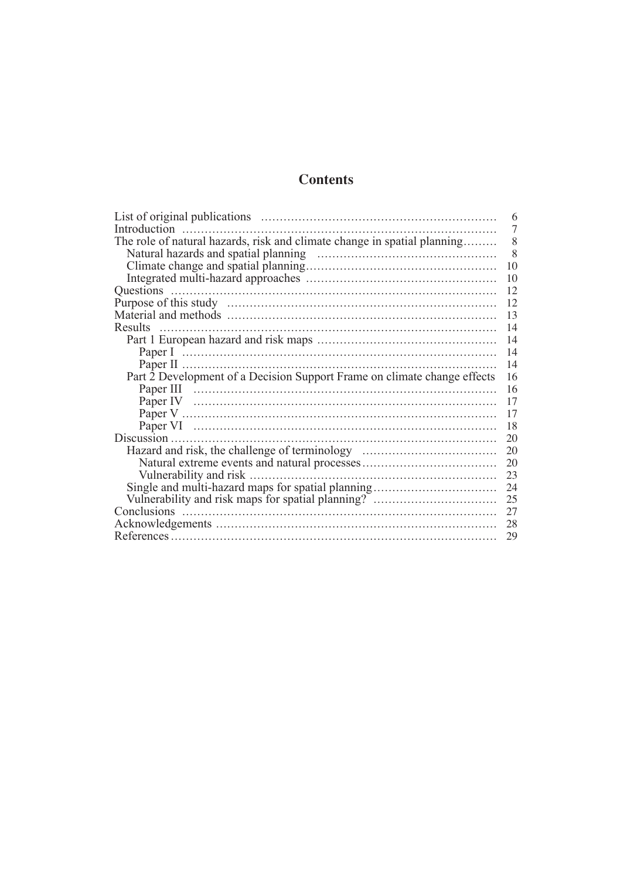# Contents

| | |
|---|---|
| List of original publications | 6 |
| Introduction | 7 |
| The role of natural hazards, risk and climate change in spatial planning | 8 |
| Natural hazards and spatial planning | 8 |
| Climate change and spatial planning | 10 |
| Integrated multi-hazard approaches | 10 |
| Questions | 12 |
| Purpose of this study | 12 |
| Material and methods | 13 |
| Results | 14 |
| Part 1 European hazard and risk maps | 14 |
| Paper I | 14 |
| Paper II | 14 |
| Part 2 Development of a Decision Support Frame on climate change effects | 16 |
| Paper III | 16 |
| Paper IV | 17 |
| Paper V | 17 |
| Paper VI | 18 |
| Discussion | 20 |
| Hazard and risk, the challenge of terminology | 20 |
| Natural extreme events and natural processes | 20 |
| Vulnerability and risk | 23 |
| Single and multi-hazard maps for spatial planning | 24 |
| Vulnerability and risk maps for spatial planning? | 25 |
| Conclusions | 27 |
| Acknowledgements | 28 |
| References | 29 |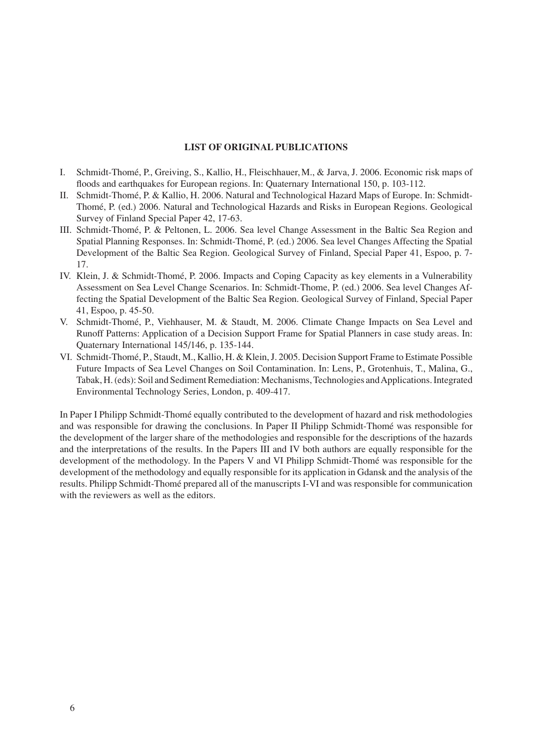## LIST OF ORIGINAL PUBLICATIONS

I. Schmidt-Thomé, P., Greiving, S., Kallio, H., Fleischhauer, M., & Jarva, J. 2006. Economic risk maps of floods and earthquakes for European regions. In: Quaternary International 150, p. 103-112.

II. Schmidt-Thomé, P. & Kallio, H. 2006. Natural and Technological Hazard Maps of Europe. In: Schmidt-Thomé, P. (ed.) 2006. Natural and Technological Hazards and Risks in European Regions. Geological Survey of Finland Special Paper 42, 17-63.

III. Schmidt-Thomé, P. & Peltonen, L. 2006. Sea level Change Assessment in the Baltic Sea Region and Spatial Planning Responses. In: Schmidt-Thomé, P. (ed.) 2006. Sea level Changes Affecting the Spatial Development of the Baltic Sea Region. Geological Survey of Finland, Special Paper 41, Espoo, p. 7-17.

IV. Klein, J. & Schmidt-Thomé, P. 2006. Impacts and Coping Capacity as key elements in a Vulnerability Assessment on Sea Level Change Scenarios. In: Schmidt-Thome, P. (ed.) 2006. Sea level Changes Affecting the Spatial Development of the Baltic Sea Region. Geological Survey of Finland, Special Paper 41, Espoo, p. 45-50.

V. Schmidt-Thomé, P., Viehhauser, M. & Staudt, M. 2006. Climate Change Impacts on Sea Level and Runoff Patterns: Application of a Decision Support Frame for Spatial Planners in case study areas. In: Quaternary International 145/146, p. 135-144.

VI. Schmidt-Thomé, P., Staudt, M., Kallio, H. & Klein, J. 2005. Decision Support Frame to Estimate Possible Future Impacts of Sea Level Changes on Soil Contamination. In: Lens, P., Grotenhuis, T., Malina, G., Tabak, H. (eds): Soil and Sediment Remediation: Mechanisms, Technologies and Applications. Integrated Environmental Technology Series, London, p. 409-417.

In Paper I Philipp Schmidt-Thomé equally contributed to the development of hazard and risk methodologies and was responsible for drawing the conclusions. In Paper II Philipp Schmidt-Thomé was responsible for the development of the larger share of the methodologies and responsible for the descriptions of the hazards and the interpretations of the results. In the Papers III and IV both authors are equally responsible for the development of the methodology. In the Papers V and VI Philipp Schmidt-Thomé was responsible for the development of the methodology and equally responsible for its application in Gdansk and the analysis of the results. Philipp Schmidt-Thomé prepared all of the manuscripts I-VI and was responsible for communication with the reviewers as well as the editors.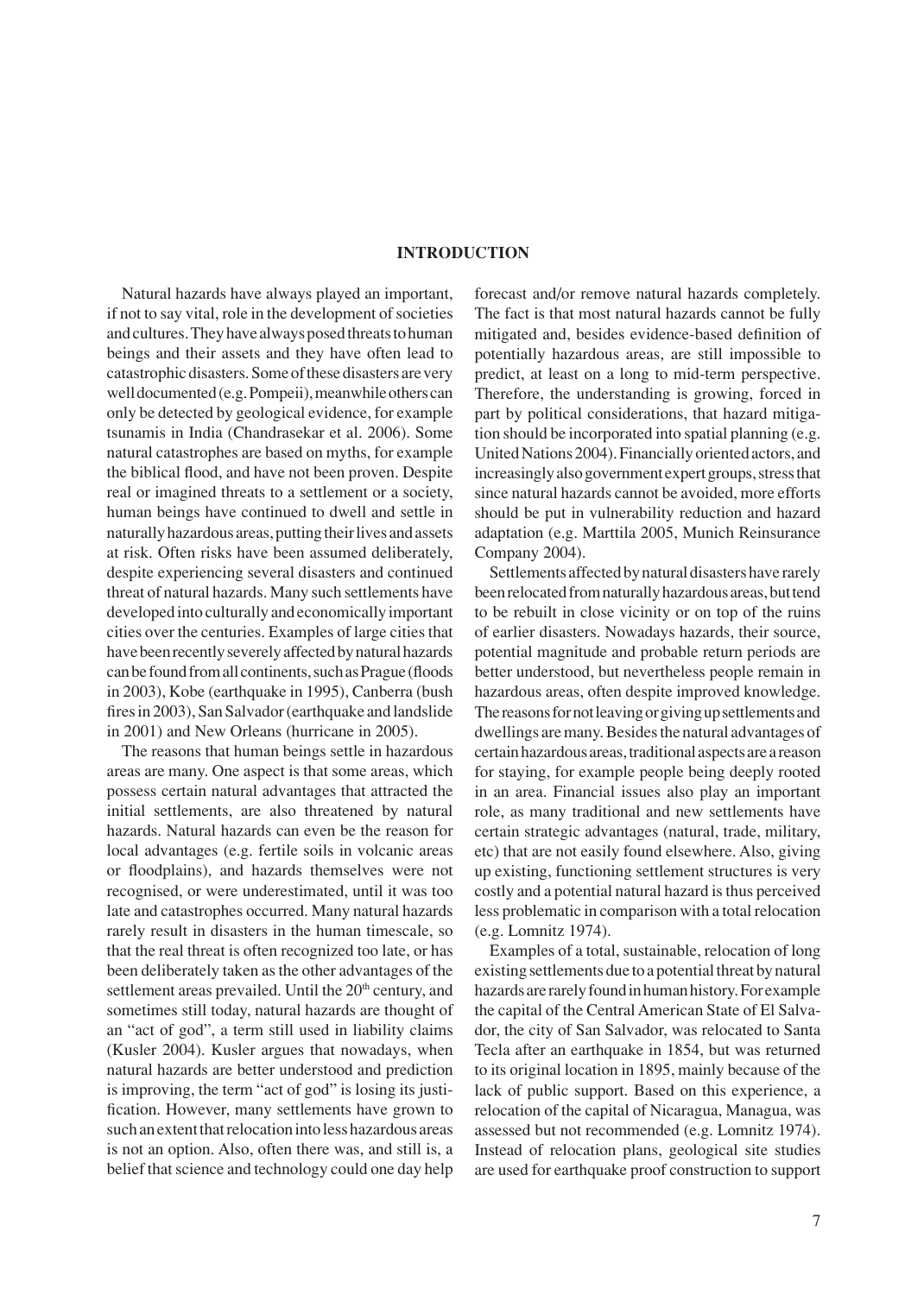# INTRODUCTION

Natural hazards have always played an important, if not to say vital, role in the development of societies and cultures. They have always posed threats to human beings and their assets and they have often lead to catastrophic disasters. Some of these disasters are very well documented (e.g. Pompeii), meanwhile others can only be detected by geological evidence, for example tsunamis in India (Chandrasekar et al. 2006). Some natural catastrophes are based on myths, for example the biblical flood, and have not been proven. Despite real or imagined threats to a settlement or a society, human beings have continued to dwell and settle in naturally hazardous areas, putting their lives and assets at risk. Often risks have been assumed deliberately, despite experiencing several disasters and continued threat of natural hazards. Many such settlements have developed into culturally and economically important cities over the centuries. Examples of large cities that have been recently severely affected by natural hazards can be found from all continents, such as Prague (floods in 2003), Kobe (earthquake in 1995), Canberra (bush fires in 2003), San Salvador (earthquake and landslide in 2001) and New Orleans (hurricane in 2005).

The reasons that human beings settle in hazardous areas are many. One aspect is that some areas, which possess certain natural advantages that attracted the initial settlements, are also threatened by natural hazards. Natural hazards can even be the reason for local advantages (e.g. fertile soils in volcanic areas or floodplains), and hazards themselves were not recognised, or were underestimated, until it was too late and catastrophes occurred. Many natural hazards rarely result in disasters in the human timescale, so that the real threat is often recognized too late, or has been deliberately taken as the other advantages of the settlement areas prevailed. Until the 20th century, and sometimes still today, natural hazards are thought of an "act of god", a term still used in liability claims (Kusler 2004). Kusler argues that nowadays, when natural hazards are better understood and prediction is improving, the term "act of god" is losing its justification. However, many settlements have grown to such an extent that relocation into less hazardous areas is not an option. Also, often there was, and still is, a belief that science and technology could one day help forecast and/or remove natural hazards completely. The fact is that most natural hazards cannot be fully mitigated and, besides evidence-based definition of potentially hazardous areas, are still impossible to predict, at least on a long to mid-term perspective. Therefore, the understanding is growing, forced in part by political considerations, that hazard mitigation should be incorporated into spatial planning (e.g. United Nations 2004). Financially oriented actors, and increasingly also government expert groups, stress that since natural hazards cannot be avoided, more efforts should be put in vulnerability reduction and hazard adaptation (e.g. Marttila 2005, Munich Reinsurance Company 2004).

Settlements affected by natural disasters have rarely been relocated from naturally hazardous areas, but tend to be rebuilt in close vicinity or on top of the ruins of earlier disasters. Nowadays hazards, their source, potential magnitude and probable return periods are better understood, but nevertheless people remain in hazardous areas, often despite improved knowledge. The reasons for not leaving or giving up settlements and dwellings are many. Besides the natural advantages of certain hazardous areas, traditional aspects are a reason for staying, for example people being deeply rooted in an area. Financial issues also play an important role, as many traditional and new settlements have certain strategic advantages (natural, trade, military, etc) that are not easily found elsewhere. Also, giving up existing, functioning settlement structures is very costly and a potential natural hazard is thus perceived less problematic in comparison with a total relocation (e.g. Lomnitz 1974).

Examples of a total, sustainable, relocation of long existing settlements due to a potential threat by natural hazards are rarely found in human history. For example the capital of the Central American State of El Salvador, the city of San Salvador, was relocated to Santa Tecla after an earthquake in 1854, but was returned to its original location in 1895, mainly because of the lack of public support. Based on this experience, a relocation of the capital of Nicaragua, Managua, was assessed but not recommended (e.g. Lomnitz 1974). Instead of relocation plans, geological site studies are used for earthquake proof construction to support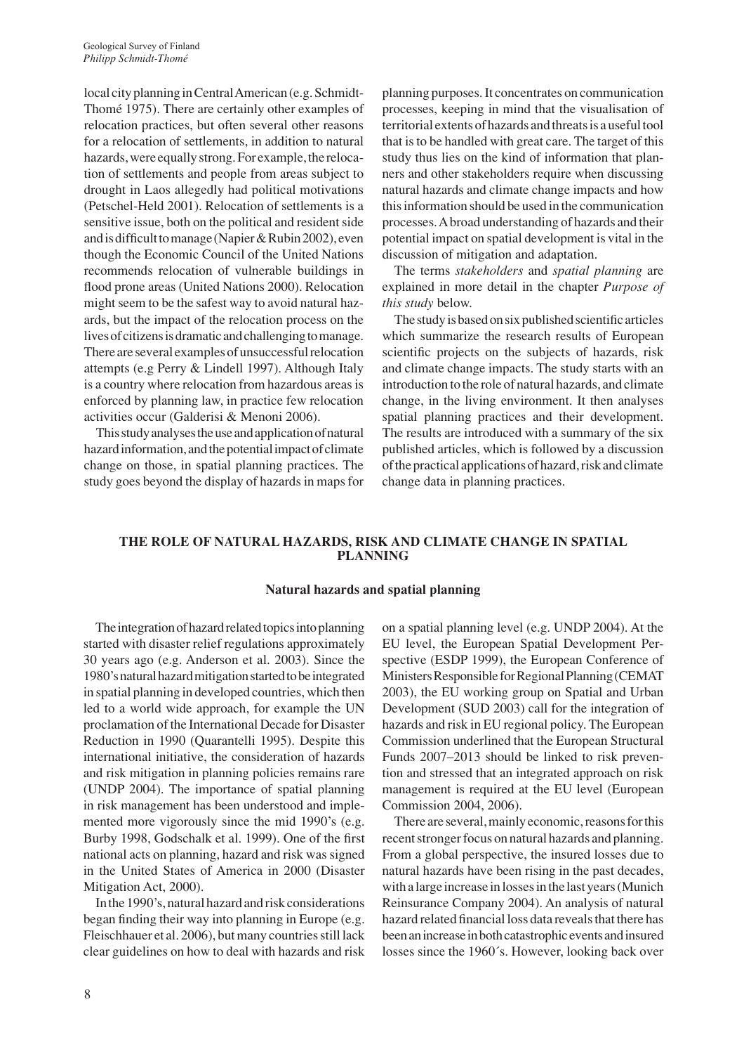local city planning in Central American (e.g. Schmidt-Thomé 1975). There are certainly other examples of relocation practices, but often several other reasons for a relocation of settlements, in addition to natural hazards, were equally strong. For example, the relocation of settlements and people from areas subject to drought in Laos allegedly had political motivations (Petschel-Held 2001). Relocation of settlements is a sensitive issue, both on the political and resident side and is difficult to manage (Napier & Rubin 2002), even though the Economic Council of the United Nations recommends relocation of vulnerable buildings in flood prone areas (United Nations 2000). Relocation might seem to be the safest way to avoid natural hazards, but the impact of the relocation process on the lives of citizens is dramatic and challenging to manage. There are several examples of unsuccessful relocation attempts (e.g Perry & Lindell 1997). Although Italy is a country where relocation from hazardous areas is enforced by planning law, in practice few relocation activities occur (Galderisi & Menoni 2006).

This study analyses the use and application of natural hazard information, and the potential impact of climate change on those, in spatial planning practices. The study goes beyond the display of hazards in maps for planning purposes. It concentrates on communication processes, keeping in mind that the visualisation of territorial extents of hazards and threats is a useful tool that is to be handled with great care. The target of this study thus lies on the kind of information that planners and other stakeholders require when discussing natural hazards and climate change impacts and how this information should be used in the communication processes. A broad understanding of hazards and their potential impact on spatial development is vital in the discussion of mitigation and adaptation.

The terms *stakeholders* and *spatial planning* are explained in more detail in the chapter *Purpose of this study* below.

The study is based on six published scientific articles which summarize the research results of European scientific projects on the subjects of hazards, risk and climate change impacts. The study starts with an introduction to the role of natural hazards, and climate change, in the living environment. It then analyses spatial planning practices and their development. The results are introduced with a summary of the six published articles, which is followed by a discussion of the practical applications of hazard, risk and climate change data in planning practices.

## THE ROLE OF NATURAL HAZARDS, RISK AND CLIMATE CHANGE IN SPATIAL PLANNING

### Natural hazards and spatial planning

The integration of hazard related topics into planning started with disaster relief regulations approximately 30 years ago (e.g. Anderson et al. 2003). Since the 1980's natural hazard mitigation started to be integrated in spatial planning in developed countries, which then led to a world wide approach, for example the UN proclamation of the International Decade for Disaster Reduction in 1990 (Quarantelli 1995). Despite this international initiative, the consideration of hazards and risk mitigation in planning policies remains rare (UNDP 2004). The importance of spatial planning in risk management has been understood and implemented more vigorously since the mid 1990's (e.g. Burby 1998, Godschalk et al. 1999). One of the first national acts on planning, hazard and risk was signed in the United States of America in 2000 (Disaster Mitigation Act, 2000).

In the 1990's, natural hazard and risk considerations began finding their way into planning in Europe (e.g. Fleischhauer et al. 2006), but many countries still lack clear guidelines on how to deal with hazards and risk on a spatial planning level (e.g. UNDP 2004). At the EU level, the European Spatial Development Perspective (ESDP 1999), the European Conference of Ministers Responsible for Regional Planning (CEMAT 2003), the EU working group on Spatial and Urban Development (SUD 2003) call for the integration of hazards and risk in EU regional policy. The European Commission underlined that the European Structural Funds 2007–2013 should be linked to risk prevention and stressed that an integrated approach on risk management is required at the EU level (European Commission 2004, 2006).

There are several, mainly economic, reasons for this recent stronger focus on natural hazards and planning. From a global perspective, the insured losses due to natural hazards have been rising in the past decades, with a large increase in losses in the last years (Munich Reinsurance Company 2004). An analysis of natural hazard related financial loss data reveals that there has been an increase in both catastrophic events and insured losses since the 1960´s. However, looking back over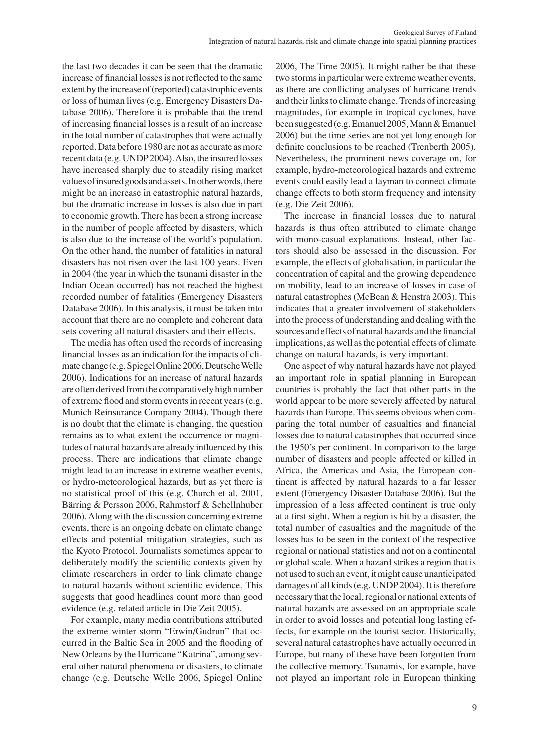the last two decades it can be seen that the dramatic increase of financial losses is not reflected to the same extent by the increase of (reported) catastrophic events or loss of human lives (e.g. Emergency Disasters Database 2006). Therefore it is probable that the trend of increasing financial losses is a result of an increase in the total number of catastrophes that were actually reported. Data before 1980 are not as accurate as more recent data (e.g. UNDP 2004). Also, the insured losses have increased sharply due to steadily rising market values of insured goods and assets. In other words, there might be an increase in catastrophic natural hazards, but the dramatic increase in losses is also due in part to economic growth. There has been a strong increase in the number of people affected by disasters, which is also due to the increase of the world's population. On the other hand, the number of fatalities in natural disasters has not risen over the last 100 years. Even in 2004 (the year in which the tsunami disaster in the Indian Ocean occurred) has not reached the highest recorded number of fatalities (Emergency Disasters Database 2006). In this analysis, it must be taken into account that there are no complete and coherent data sets covering all natural disasters and their effects.

The media has often used the records of increasing financial losses as an indication for the impacts of climate change (e.g. Spiegel Online 2006, Deutsche Welle 2006). Indications for an increase of natural hazards are often derived from the comparatively high number of extreme flood and storm events in recent years (e.g. Munich Reinsurance Company 2004). Though there is no doubt that the climate is changing, the question remains as to what extent the occurrence or magnitudes of natural hazards are already influenced by this process. There are indications that climate change might lead to an increase in extreme weather events, or hydro-meteorological hazards, but as yet there is no statistical proof of this (e.g. Church et al. 2001, Bärring & Persson 2006, Rahmstorf & Schellnhuber 2006). Along with the discussion concerning extreme events, there is an ongoing debate on climate change effects and potential mitigation strategies, such as the Kyoto Protocol. Journalists sometimes appear to deliberately modify the scientific contexts given by climate researchers in order to link climate change to natural hazards without scientific evidence. This suggests that good headlines count more than good evidence (e.g. related article in Die Zeit 2005).

For example, many media contributions attributed the extreme winter storm "Erwin/Gudrun" that occurred in the Baltic Sea in 2005 and the flooding of New Orleans by the Hurricane "Katrina", among several other natural phenomena or disasters, to climate change (e.g. Deutsche Welle 2006, Spiegel Online 2006, The Time 2005). It might rather be that these two storms in particular were extreme weather events, as there are conflicting analyses of hurricane trends and their links to climate change. Trends of increasing magnitudes, for example in tropical cyclones, have been suggested (e.g. Emanuel 2005, Mann & Emanuel 2006) but the time series are not yet long enough for definite conclusions to be reached (Trenberth 2005). Nevertheless, the prominent news coverage on, for example, hydro-meteorological hazards and extreme events could easily lead a layman to connect climate change effects to both storm frequency and intensity (e.g. Die Zeit 2006).

The increase in financial losses due to natural hazards is thus often attributed to climate change with mono-casual explanations. Instead, other factors should also be assessed in the discussion. For example, the effects of globalisation, in particular the concentration of capital and the growing dependence on mobility, lead to an increase of losses in case of natural catastrophes (McBean & Henstra 2003). This indicates that a greater involvement of stakeholders into the process of understanding and dealing with the sources and effects of natural hazards and the financial implications, as well as the potential effects of climate change on natural hazards, is very important.

One aspect of why natural hazards have not played an important role in spatial planning in European countries is probably the fact that other parts in the world appear to be more severely affected by natural hazards than Europe. This seems obvious when comparing the total number of casualties and financial losses due to natural catastrophes that occurred since the 1950's per continent. In comparison to the large number of disasters and people affected or killed in Africa, the Americas and Asia, the European continent is affected by natural hazards to a far lesser extent (Emergency Disaster Database 2006). But the impression of a less affected continent is true only at a first sight. When a region is hit by a disaster, the total number of casualties and the magnitude of the losses has to be seen in the context of the respective regional or national statistics and not on a continental or global scale. When a hazard strikes a region that is not used to such an event, it might cause unanticipated damages of all kinds (e.g. UNDP 2004). It is therefore necessary that the local, regional or national extents of natural hazards are assessed on an appropriate scale in order to avoid losses and potential long lasting effects, for example on the tourist sector. Historically, several natural catastrophes have actually occurred in Europe, but many of these have been forgotten from the collective memory. Tsunamis, for example, have not played an important role in European thinking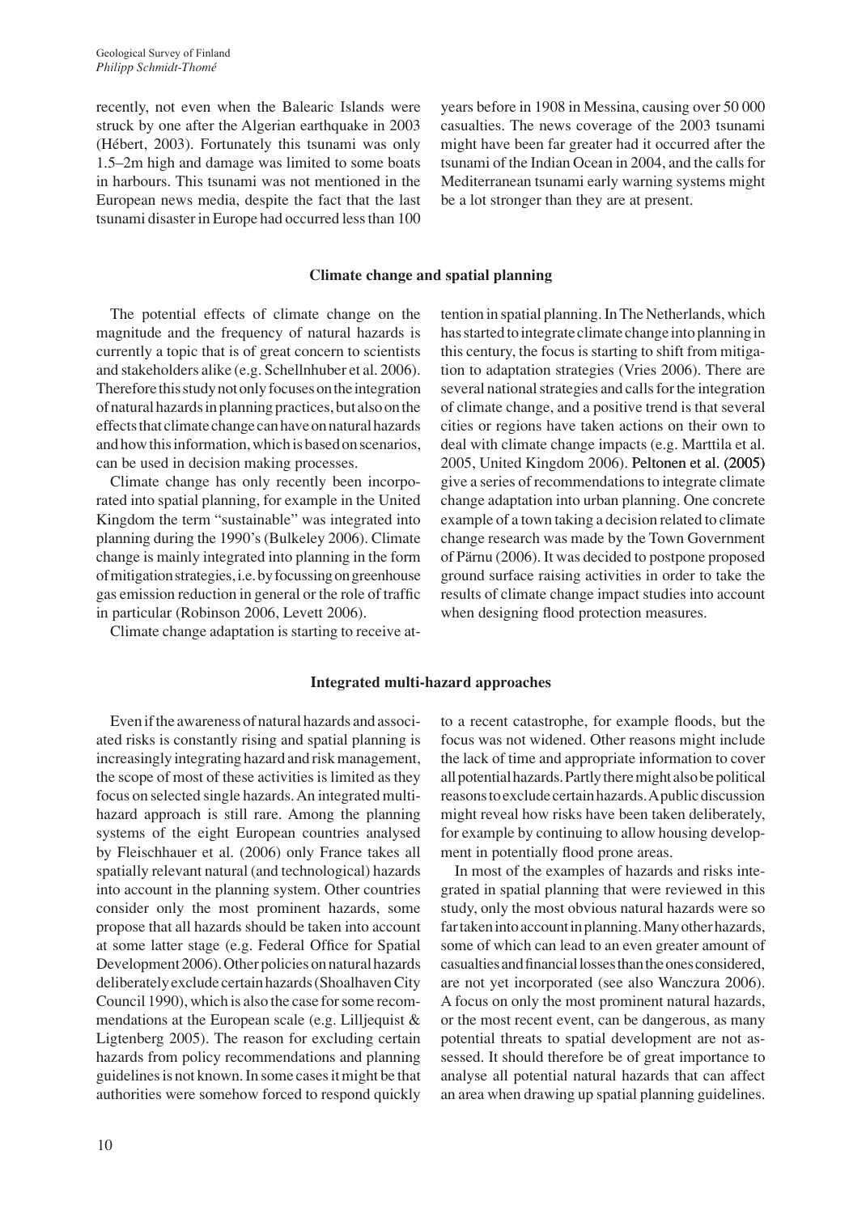recently, not even when the Balearic Islands were struck by one after the Algerian earthquake in 2003 (Hébert, 2003). Fortunately this tsunami was only 1.5–2m high and damage was limited to some boats in harbours. This tsunami was not mentioned in the European news media, despite the fact that the last tsunami disaster in Europe had occurred less than 100 years before in 1908 in Messina, causing over 50 000 casualties. The news coverage of the 2003 tsunami might have been far greater had it occurred after the tsunami of the Indian Ocean in 2004, and the calls for Mediterranean tsunami early warning systems might be a lot stronger than they are at present.

## Climate change and spatial planning

The potential effects of climate change on the magnitude and the frequency of natural hazards is currently a topic that is of great concern to scientists and stakeholders alike (e.g. Schellnhuber et al. 2006). Therefore this study not only focuses on the integration of natural hazards in planning practices, but also on the effects that climate change can have on natural hazards and how this information, which is based on scenarios, can be used in decision making processes.

Climate change has only recently been incorporated into spatial planning, for example in the United Kingdom the term "sustainable" was integrated into planning during the 1990's (Bulkeley 2006). Climate change is mainly integrated into planning in the form of mitigation strategies, i.e. by focussing on greenhouse gas emission reduction in general or the role of traffic in particular (Robinson 2006, Levett 2006).

Climate change adaptation is starting to receive attention in spatial planning. In The Netherlands, which has started to integrate climate change into planning in this century, the focus is starting to shift from mitigation to adaptation strategies (Vries 2006). There are several national strategies and calls for the integration of climate change, and a positive trend is that several cities or regions have taken actions on their own to deal with climate change impacts (e.g. Marttila et al. 2005, United Kingdom 2006). Peltonen et al. (2005) give a series of recommendations to integrate climate change adaptation into urban planning. One concrete example of a town taking a decision related to climate change research was made by the Town Government of Pärnu (2006). It was decided to postpone proposed ground surface raising activities in order to take the results of climate change impact studies into account when designing flood protection measures.

## Integrated multi-hazard approaches

Even if the awareness of natural hazards and associated risks is constantly rising and spatial planning is increasingly integrating hazard and risk management, the scope of most of these activities is limited as they focus on selected single hazards. An integrated multi-hazard approach is still rare. Among the planning systems of the eight European countries analysed by Fleischhauer et al. (2006) only France takes all spatially relevant natural (and technological) hazards into account in the planning system. Other countries consider only the most prominent hazards, some propose that all hazards should be taken into account at some latter stage (e.g. Federal Office for Spatial Development 2006). Other policies on natural hazards deliberately exclude certain hazards (Shoalhaven City Council 1990), which is also the case for some recommendations at the European scale (e.g. Lilljequist & Ligtenberg 2005). The reason for excluding certain hazards from policy recommendations and planning guidelines is not known. In some cases it might be that authorities were somehow forced to respond quickly to a recent catastrophe, for example floods, but the focus was not widened. Other reasons might include the lack of time and appropriate information to cover all potential hazards. Partly there might also be political reasons to exclude certain hazards. A public discussion might reveal how risks have been taken deliberately, for example by continuing to allow housing development in potentially flood prone areas.

In most of the examples of hazards and risks integrated in spatial planning that were reviewed in this study, only the most obvious natural hazards were so far taken into account in planning. Many other hazards, some of which can lead to an even greater amount of casualties and financial losses than the ones considered, are not yet incorporated (see also Wanczura 2006). A focus on only the most prominent natural hazards, or the most recent event, can be dangerous, as many potential threats to spatial development are not assessed. It should therefore be of great importance to analyse all potential natural hazards that can affect an area when drawing up spatial planning guidelines.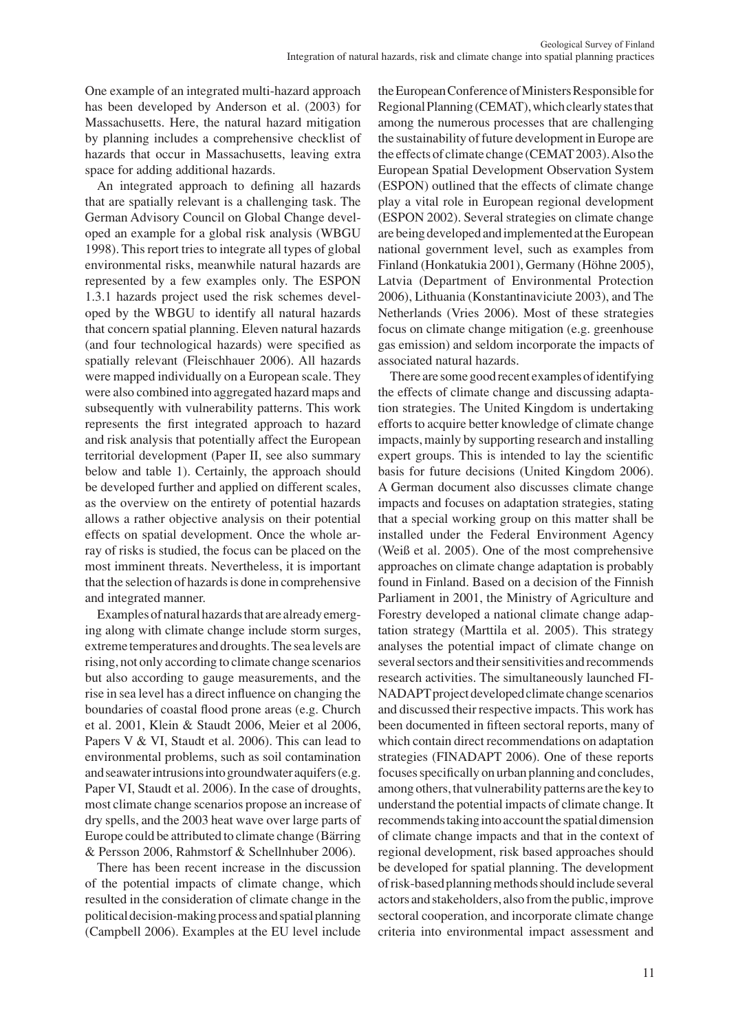One example of an integrated multi-hazard approach has been developed by Anderson et al. (2003) for Massachusetts. Here, the natural hazard mitigation by planning includes a comprehensive checklist of hazards that occur in Massachusetts, leaving extra space for adding additional hazards.

An integrated approach to defining all hazards that are spatially relevant is a challenging task. The German Advisory Council on Global Change developed an example for a global risk analysis (WBGU 1998). This report tries to integrate all types of global environmental risks, meanwhile natural hazards are represented by a few examples only. The ESPON 1.3.1 hazards project used the risk schemes developed by the WBGU to identify all natural hazards that concern spatial planning. Eleven natural hazards (and four technological hazards) were specified as spatially relevant (Fleischhauer 2006). All hazards were mapped individually on a European scale. They were also combined into aggregated hazard maps and subsequently with vulnerability patterns. This work represents the first integrated approach to hazard and risk analysis that potentially affect the European territorial development (Paper II, see also summary below and table 1). Certainly, the approach should be developed further and applied on different scales, as the overview on the entirety of potential hazards allows a rather objective analysis on their potential effects on spatial development. Once the whole array of risks is studied, the focus can be placed on the most imminent threats. Nevertheless, it is important that the selection of hazards is done in comprehensive and integrated manner.

Examples of natural hazards that are already emerging along with climate change include storm surges, extreme temperatures and droughts. The sea levels are rising, not only according to climate change scenarios but also according to gauge measurements, and the rise in sea level has a direct influence on changing the boundaries of coastal flood prone areas (e.g. Church et al. 2001, Klein & Staudt 2006, Meier et al 2006, Papers V & VI, Staudt et al. 2006). This can lead to environmental problems, such as soil contamination and seawater intrusions into groundwater aquifers (e.g. Paper VI, Staudt et al. 2006). In the case of droughts, most climate change scenarios propose an increase of dry spells, and the 2003 heat wave over large parts of Europe could be attributed to climate change (Bärring & Persson 2006, Rahmstorf & Schellnhuber 2006).

There has been recent increase in the discussion of the potential impacts of climate change, which resulted in the consideration of climate change in the political decision-making process and spatial planning (Campbell 2006). Examples at the EU level include the European Conference of Ministers Responsible for Regional Planning (CEMAT), which clearly states that among the numerous processes that are challenging the sustainability of future development in Europe are the effects of climate change (CEMAT 2003). Also the European Spatial Development Observation System (ESPON) outlined that the effects of climate change play a vital role in European regional development (ESPON 2002). Several strategies on climate change are being developed and implemented at the European national government level, such as examples from Finland (Honkatukia 2001), Germany (Höhne 2005), Latvia (Department of Environmental Protection 2006), Lithuania (Konstantinaviciute 2003), and The Netherlands (Vries 2006). Most of these strategies focus on climate change mitigation (e.g. greenhouse gas emission) and seldom incorporate the impacts of associated natural hazards.

There are some good recent examples of identifying the effects of climate change and discussing adaptation strategies. The United Kingdom is undertaking efforts to acquire better knowledge of climate change impacts, mainly by supporting research and installing expert groups. This is intended to lay the scientific basis for future decisions (United Kingdom 2006). A German document also discusses climate change impacts and focuses on adaptation strategies, stating that a special working group on this matter shall be installed under the Federal Environment Agency (Weiß et al. 2005). One of the most comprehensive approaches on climate change adaptation is probably found in Finland. Based on a decision of the Finnish Parliament in 2001, the Ministry of Agriculture and Forestry developed a national climate change adaptation strategy (Marttila et al. 2005). This strategy analyses the potential impact of climate change on several sectors and their sensitivities and recommends research activities. The simultaneously launched FINADAPT project developed climate change scenarios and discussed their respective impacts. This work has been documented in fifteen sectoral reports, many of which contain direct recommendations on adaptation strategies (FINADAPT 2006). One of these reports focuses specifically on urban planning and concludes, among others, that vulnerability patterns are the key to understand the potential impacts of climate change. It recommends taking into account the spatial dimension of climate change impacts and that in the context of regional development, risk based approaches should be developed for spatial planning. The development of risk-based planning methods should include several actors and stakeholders, also from the public, improve sectoral cooperation, and incorporate climate change criteria into environmental impact assessment and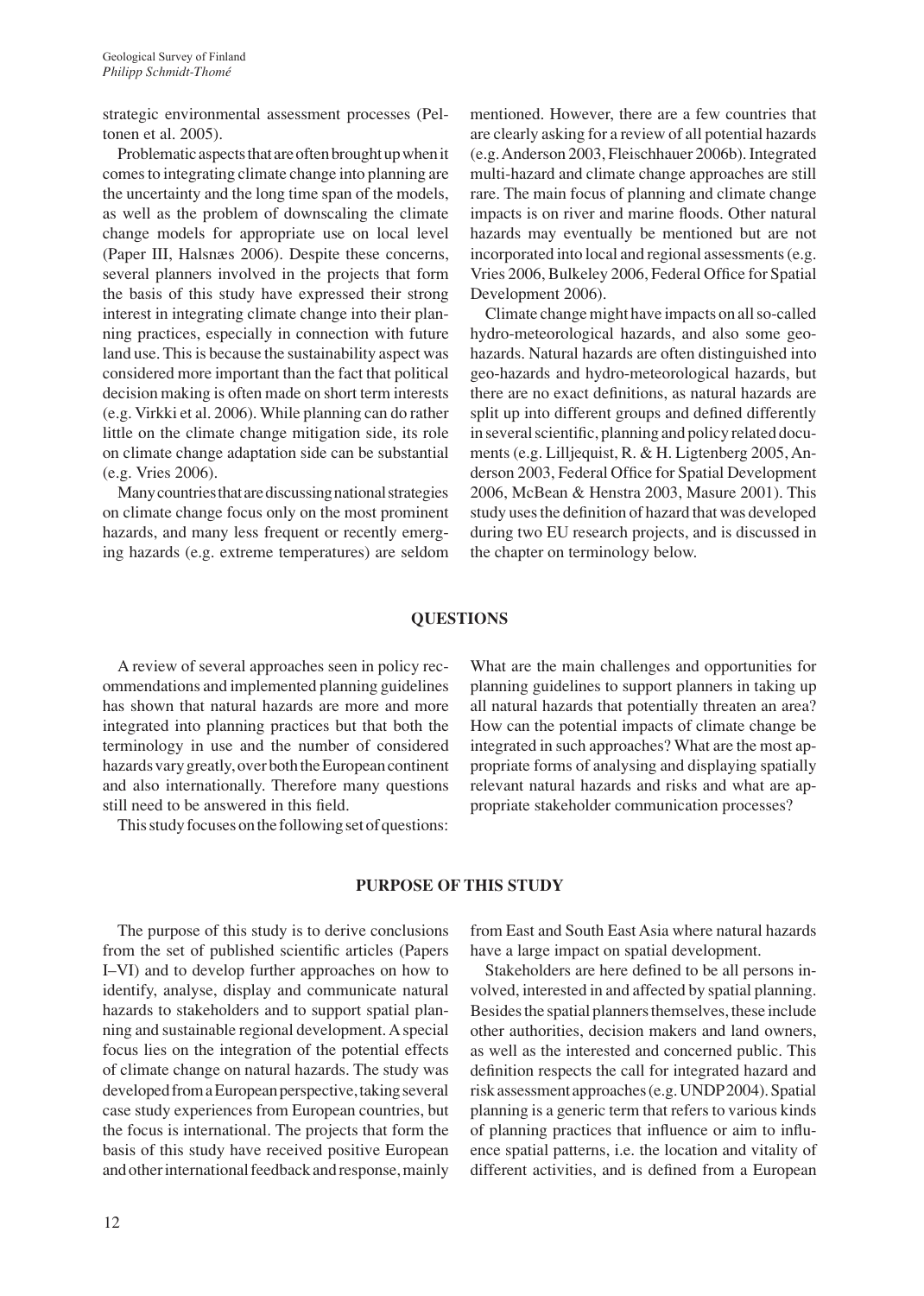strategic environmental assessment processes (Peltonen et al. 2005).

Problematic aspects that are often brought up when it comes to integrating climate change into planning are the uncertainty and the long time span of the models, as well as the problem of downscaling the climate change models for appropriate use on local level (Paper III, Halsnæs 2006). Despite these concerns, several planners involved in the projects that form the basis of this study have expressed their strong interest in integrating climate change into their planning practices, especially in connection with future land use. This is because the sustainability aspect was considered more important than the fact that political decision making is often made on short term interests (e.g. Virkki et al. 2006). While planning can do rather little on the climate change mitigation side, its role on climate change adaptation side can be substantial (e.g. Vries 2006).

Many countries that are discussing national strategies on climate change focus only on the most prominent hazards, and many less frequent or recently emerging hazards (e.g. extreme temperatures) are seldom mentioned. However, there are a few countries that are clearly asking for a review of all potential hazards (e.g. Anderson 2003, Fleischhauer 2006b). Integrated multi-hazard and climate change approaches are still rare. The main focus of planning and climate change impacts is on river and marine floods. Other natural hazards may eventually be mentioned but are not incorporated into local and regional assessments (e.g. Vries 2006, Bulkeley 2006, Federal Office for Spatial Development 2006).

Climate change might have impacts on all so-called hydro-meteorological hazards, and also some geohazards. Natural hazards are often distinguished into geo-hazards and hydro-meteorological hazards, but there are no exact definitions, as natural hazards are split up into different groups and defined differently in several scientific, planning and policy related documents (e.g. Lilljequist, R. & H. Ligtenberg 2005, Anderson 2003, Federal Office for Spatial Development 2006, McBean & Henstra 2003, Masure 2001). This study uses the definition of hazard that was developed during two EU research projects, and is discussed in the chapter on terminology below.

## QUESTIONS

A review of several approaches seen in policy recommendations and implemented planning guidelines has shown that natural hazards are more and more integrated into planning practices but that both the terminology in use and the number of considered hazards vary greatly, over both the European continent and also internationally. Therefore many questions still need to be answered in this field.

This study focuses on the following set of questions: What are the main challenges and opportunities for planning guidelines to support planners in taking up all natural hazards that potentially threaten an area? How can the potential impacts of climate change be integrated in such approaches? What are the most appropriate forms of analysing and displaying spatially relevant natural hazards and risks and what are appropriate stakeholder communication processes?

## PURPOSE OF THIS STUDY

The purpose of this study is to derive conclusions from the set of published scientific articles (Papers I–VI) and to develop further approaches on how to identify, analyse, display and communicate natural hazards to stakeholders and to support spatial planning and sustainable regional development. A special focus lies on the integration of the potential effects of climate change on natural hazards. The study was developed from a European perspective, taking several case study experiences from European countries, but the focus is international. The projects that form the basis of this study have received positive European and other international feedback and response, mainly from East and South East Asia where natural hazards have a large impact on spatial development.

Stakeholders are here defined to be all persons involved, interested in and affected by spatial planning. Besides the spatial planners themselves, these include other authorities, decision makers and land owners, as well as the interested and concerned public. This definition respects the call for integrated hazard and risk assessment approaches (e.g. UNDP 2004). Spatial planning is a generic term that refers to various kinds of planning practices that influence or aim to influence spatial patterns, i.e. the location and vitality of different activities, and is defined from a European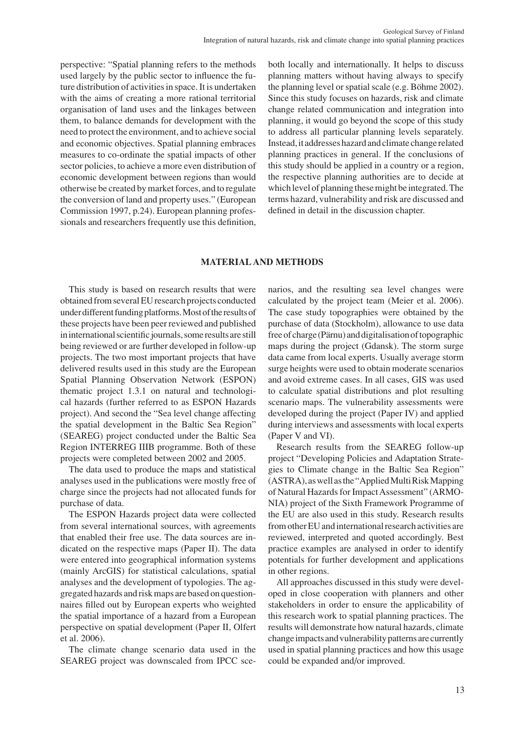perspective: "Spatial planning refers to the methods used largely by the public sector to influence the future distribution of activities in space. It is undertaken with the aims of creating a more rational territorial organisation of land uses and the linkages between them, to balance demands for development with the need to protect the environment, and to achieve social and economic objectives. Spatial planning embraces measures to co-ordinate the spatial impacts of other sector policies, to achieve a more even distribution of economic development between regions than would otherwise be created by market forces, and to regulate the conversion of land and property uses." (European Commission 1997, p.24). European planning professionals and researchers frequently use this definition, both locally and internationally. It helps to discuss planning matters without having always to specify the planning level or spatial scale (e.g. Böhme 2002). Since this study focuses on hazards, risk and climate change related communication and integration into planning, it would go beyond the scope of this study to address all particular planning levels separately. Instead, it addresses hazard and climate change related planning practices in general. If the conclusions of this study should be applied in a country or a region, the respective planning authorities are to decide at which level of planning these might be integrated. The terms hazard, vulnerability and risk are discussed and defined in detail in the discussion chapter.

## MATERIAL AND METHODS

This study is based on research results that were obtained from several EU research projects conducted under different funding platforms. Most of the results of these projects have been peer reviewed and published in international scientific journals, some results are still being reviewed or are further developed in follow-up projects. The two most important projects that have delivered results used in this study are the European Spatial Planning Observation Network (ESPON) thematic project 1.3.1 on natural and technological hazards (further referred to as ESPON Hazards project). And second the "Sea level change affecting the spatial development in the Baltic Sea Region" (SEAREG) project conducted under the Baltic Sea Region INTERREG IIIB programme. Both of these projects were completed between 2002 and 2005.

The data used to produce the maps and statistical analyses used in the publications were mostly free of charge since the projects had not allocated funds for purchase of data.

The ESPON Hazards project data were collected from several international sources, with agreements that enabled their free use. The data sources are indicated on the respective maps (Paper II). The data were entered into geographical information systems (mainly ArcGIS) for statistical calculations, spatial analyses and the development of typologies. The aggregated hazards and risk maps are based on questionnaires filled out by European experts who weighted the spatial importance of a hazard from a European perspective on spatial development (Paper II, Olfert et al. 2006).

The climate change scenario data used in the SEAREG project was downscaled from IPCC scenarios, and the resulting sea level changes were calculated by the project team (Meier et al. 2006). The case study topographies were obtained by the purchase of data (Stockholm), allowance to use data free of charge (Pärnu) and digitalisation of topographic maps during the project (Gdansk). The storm surge data came from local experts. Usually average storm surge heights were used to obtain moderate scenarios and avoid extreme cases. In all cases, GIS was used to calculate spatial distributions and plot resulting scenario maps. The vulnerability assessments were developed during the project (Paper IV) and applied during interviews and assessments with local experts (Paper V and VI).

Research results from the SEAREG follow-up project "Developing Policies and Adaptation Strategies to Climate change in the Baltic Sea Region" (ASTRA), as well as the "Applied Multi Risk Mapping of Natural Hazards for Impact Assessment" (ARMONIA) project of the Sixth Framework Programme of the EU are also used in this study. Research results from other EU and international research activities are reviewed, interpreted and quoted accordingly. Best practice examples are analysed in order to identify potentials for further development and applications in other regions.

All approaches discussed in this study were developed in close cooperation with planners and other stakeholders in order to ensure the applicability of this research work to spatial planning practices. The results will demonstrate how natural hazards, climate change impacts and vulnerability patterns are currently used in spatial planning practices and how this usage could be expanded and/or improved.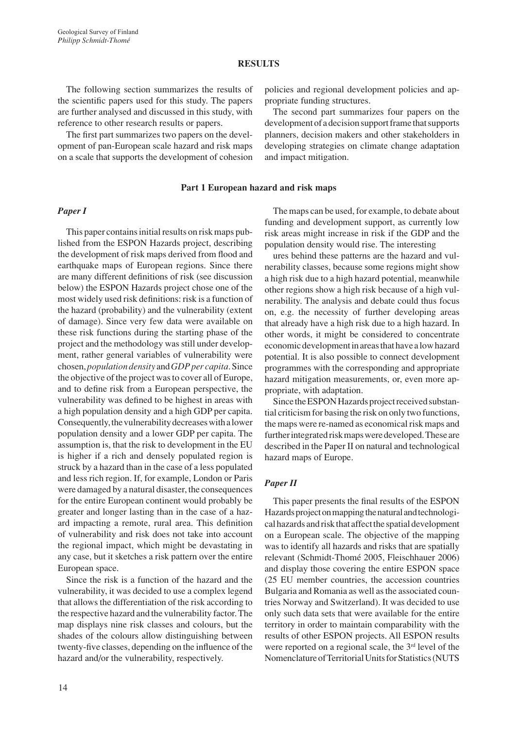## RESULTS

The following section summarizes the results of the scientific papers used for this study. The papers are further analysed and discussed in this study, with reference to other research results or papers.

The first part summarizes two papers on the development of pan-European scale hazard and risk maps on a scale that supports the development of cohesion policies and regional development policies and appropriate funding structures.

The second part summarizes four papers on the development of a decision support frame that supports planners, decision makers and other stakeholders in developing strategies on climate change adaptation and impact mitigation.

### Part 1 European hazard and risk maps

#### *Paper I*

This paper contains initial results on risk maps published from the ESPON Hazards project, describing the development of risk maps derived from flood and earthquake maps of European regions. Since there are many different definitions of risk (see discussion below) the ESPON Hazards project chose one of the most widely used risk definitions: risk is a function of the hazard (probability) and the vulnerability (extent of damage). Since very few data were available on these risk functions during the starting phase of the project and the methodology was still under development, rather general variables of vulnerability were chosen, *population density* and *GDP per capita*. Since the objective of the project was to cover all of Europe, and to define risk from a European perspective, the vulnerability was defined to be highest in areas with a high population density and a high GDP per capita. Consequently, the vulnerability decreases with a lower population density and a lower GDP per capita. The assumption is, that the risk to development in the EU is higher if a rich and densely populated region is struck by a hazard than in the case of a less populated and less rich region. If, for example, London or Paris were damaged by a natural disaster, the consequences for the entire European continent would probably be greater and longer lasting than in the case of a hazard impacting a remote, rural area. This definition of vulnerability and risk does not take into account the regional impact, which might be devastating in any case, but it sketches a risk pattern over the entire European space.

Since the risk is a function of the hazard and the vulnerability, it was decided to use a complex legend that allows the differentiation of the risk according to the respective hazard and the vulnerability factor. The map displays nine risk classes and colours, but the shades of the colours allow distinguishing between twenty-five classes, depending on the influence of the hazard and/or the vulnerability, respectively.

The maps can be used, for example, to debate about funding and development support, as currently low risk areas might increase in risk if the GDP and the population density would rise. The interesting

ures behind these patterns are the hazard and vulnerability classes, because some regions might show a high risk due to a high hazard potential, meanwhile other regions show a high risk because of a high vulnerability. The analysis and debate could thus focus on, e.g. the necessity of further developing areas that already have a high risk due to a high hazard. In other words, it might be considered to concentrate economic development in areas that have a low hazard potential. It is also possible to connect development programmes with the corresponding and appropriate hazard mitigation measurements, or, even more appropriate, with adaptation.

Since the ESPON Hazards project received substantial criticism for basing the risk on only two functions, the maps were re-named as economical risk maps and further integrated risk maps were developed. These are described in the Paper II on natural and technological hazard maps of Europe.

#### *Paper II*

This paper presents the final results of the ESPON Hazards project on mapping the natural and technological hazards and risk that affect the spatial development on a European scale. The objective of the mapping was to identify all hazards and risks that are spatially relevant (Schmidt-Thomé 2005, Fleischhauer 2006) and display those covering the entire ESPON space (25 EU member countries, the accession countries Bulgaria and Romania as well as the associated countries Norway and Switzerland). It was decided to use only such data sets that were available for the entire territory in order to maintain comparability with the results of other ESPON projects. All ESPON results were reported on a regional scale, the 3rd level of the Nomenclature of Territorial Units for Statistics (NUTS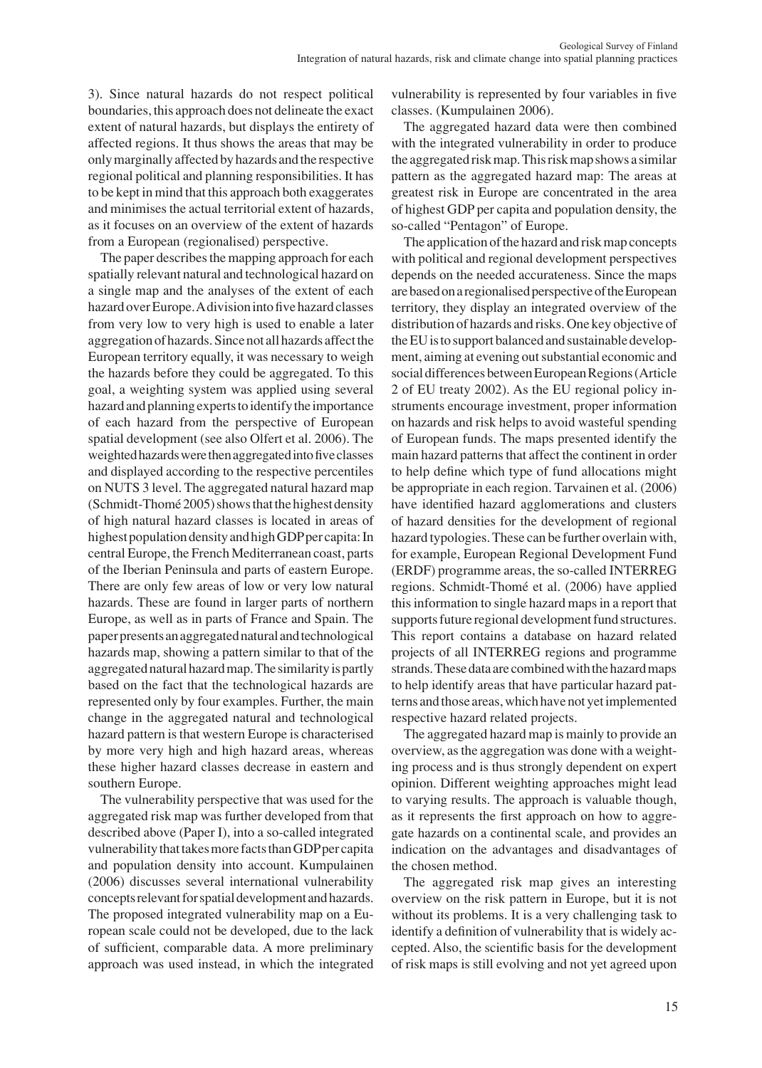3). Since natural hazards do not respect political boundaries, this approach does not delineate the exact extent of natural hazards, but displays the entirety of affected regions. It thus shows the areas that may be only marginally affected by hazards and the respective regional political and planning responsibilities. It has to be kept in mind that this approach both exaggerates and minimises the actual territorial extent of hazards, as it focuses on an overview of the extent of hazards from a European (regionalised) perspective.

The paper describes the mapping approach for each spatially relevant natural and technological hazard on a single map and the analyses of the extent of each hazard over Europe. A division into five hazard classes from very low to very high is used to enable a later aggregation of hazards. Since not all hazards affect the European territory equally, it was necessary to weigh the hazards before they could be aggregated. To this goal, a weighting system was applied using several hazard and planning experts to identify the importance of each hazard from the perspective of European spatial development (see also Olfert et al. 2006). The weighted hazards were then aggregated into five classes and displayed according to the respective percentiles on NUTS 3 level. The aggregated natural hazard map (Schmidt-Thomé 2005) shows that the highest density of high natural hazard classes is located in areas of highest population density and high GDP per capita: In central Europe, the French Mediterranean coast, parts of the Iberian Peninsula and parts of eastern Europe. There are only few areas of low or very low natural hazards. These are found in larger parts of northern Europe, as well as in parts of France and Spain. The paper presents an aggregated natural and technological hazards map, showing a pattern similar to that of the aggregated natural hazard map. The similarity is partly based on the fact that the technological hazards are represented only by four examples. Further, the main change in the aggregated natural and technological hazard pattern is that western Europe is characterised by more very high and high hazard areas, whereas these higher hazard classes decrease in eastern and southern Europe.

The vulnerability perspective that was used for the aggregated risk map was further developed from that described above (Paper I), into a so-called integrated vulnerability that takes more facts than GDP per capita and population density into account. Kumpulainen (2006) discusses several international vulnerability concepts relevant for spatial development and hazards. The proposed integrated vulnerability map on a European scale could not be developed, due to the lack of sufficient, comparable data. A more preliminary approach was used instead, in which the integrated vulnerability is represented by four variables in five classes. (Kumpulainen 2006).

The aggregated hazard data were then combined with the integrated vulnerability in order to produce the aggregated risk map. This risk map shows a similar pattern as the aggregated hazard map: The areas at greatest risk in Europe are concentrated in the area of highest GDP per capita and population density, the so-called "Pentagon" of Europe.

The application of the hazard and risk map concepts with political and regional development perspectives depends on the needed accurateness. Since the maps are based on a regionalised perspective of the European territory, they display an integrated overview of the distribution of hazards and risks. One key objective of the EU is to support balanced and sustainable development, aiming at evening out substantial economic and social differences between European Regions (Article 2 of EU treaty 2002). As the EU regional policy instruments encourage investment, proper information on hazards and risk helps to avoid wasteful spending of European funds. The maps presented identify the main hazard patterns that affect the continent in order to help define which type of fund allocations might be appropriate in each region. Tarvainen et al. (2006) have identified hazard agglomerations and clusters of hazard densities for the development of regional hazard typologies. These can be further overlain with, for example, European Regional Development Fund (ERDF) programme areas, the so-called INTERREG regions. Schmidt-Thomé et al. (2006) have applied this information to single hazard maps in a report that supports future regional development fund structures. This report contains a database on hazard related projects of all INTERREG regions and programme strands. These data are combined with the hazard maps to help identify areas that have particular hazard patterns and those areas, which have not yet implemented respective hazard related projects.

The aggregated hazard map is mainly to provide an overview, as the aggregation was done with a weighting process and is thus strongly dependent on expert opinion. Different weighting approaches might lead to varying results. The approach is valuable though, as it represents the first approach on how to aggregate hazards on a continental scale, and provides an indication on the advantages and disadvantages of the chosen method.

The aggregated risk map gives an interesting overview on the risk pattern in Europe, but it is not without its problems. It is a very challenging task to identify a definition of vulnerability that is widely accepted. Also, the scientific basis for the development of risk maps is still evolving and not yet agreed upon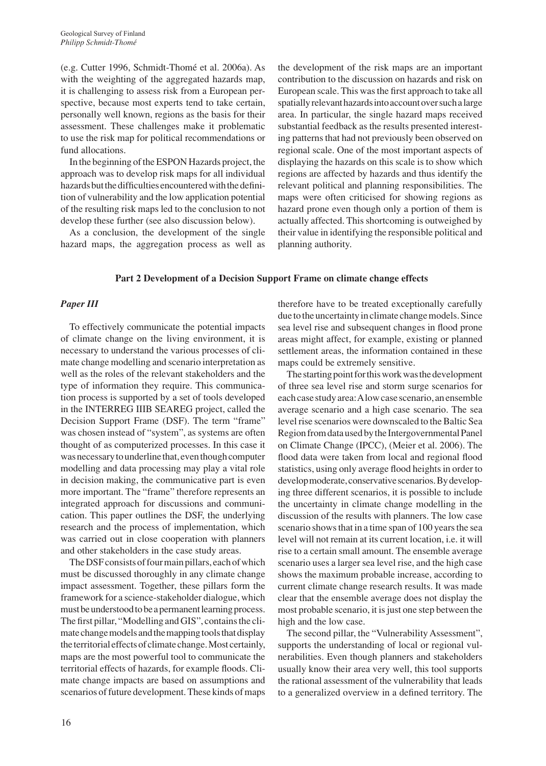(e.g. Cutter 1996, Schmidt-Thomé et al. 2006a). As with the weighting of the aggregated hazards map, it is challenging to assess risk from a European perspective, because most experts tend to take certain, personally well known, regions as the basis for their assessment. These challenges make it problematic to use the risk map for political recommendations or fund allocations.

In the beginning of the ESPON Hazards project, the approach was to develop risk maps for all individual hazards but the difficulties encountered with the definition of vulnerability and the low application potential of the resulting risk maps led to the conclusion to not develop these further (see also discussion below).

As a conclusion, the development of the single hazard maps, the aggregation process as well as the development of the risk maps are an important contribution to the discussion on hazards and risk on European scale. This was the first approach to take all spatially relevant hazards into account over such a large area. In particular, the single hazard maps received substantial feedback as the results presented interesting patterns that had not previously been observed on regional scale. One of the most important aspects of displaying the hazards on this scale is to show which regions are affected by hazards and thus identify the relevant political and planning responsibilities. The maps were often criticised for showing regions as hazard prone even though only a portion of them is actually affected. This shortcoming is outweighed by their value in identifying the responsible political and planning authority.

## Part 2 Development of a Decision Support Frame on climate change effects

### *Paper III*

To effectively communicate the potential impacts of climate change on the living environment, it is necessary to understand the various processes of climate change modelling and scenario interpretation as well as the roles of the relevant stakeholders and the type of information they require. This communication process is supported by a set of tools developed in the INTERREG IIIB SEAREG project, called the Decision Support Frame (DSF). The term "frame" was chosen instead of "system", as systems are often thought of as computerized processes. In this case it was necessary to underline that, even though computer modelling and data processing may play a vital role in decision making, the communicative part is even more important. The "frame" therefore represents an integrated approach for discussions and communication. This paper outlines the DSF, the underlying research and the process of implementation, which was carried out in close cooperation with planners and other stakeholders in the case study areas.

The DSF consists of four main pillars, each of which must be discussed thoroughly in any climate change impact assessment. Together, these pillars form the framework for a science-stakeholder dialogue, which must be understood to be a permanent learning process. The first pillar, "Modelling and GIS", contains the climate change models and the mapping tools that display the territorial effects of climate change. Most certainly, maps are the most powerful tool to communicate the territorial effects of hazards, for example floods. Climate change impacts are based on assumptions and scenarios of future development. These kinds of maps therefore have to be treated exceptionally carefully due to the uncertainty in climate change models. Since sea level rise and subsequent changes in flood prone areas might affect, for example, existing or planned settlement areas, the information contained in these maps could be extremely sensitive.

The starting point for this work was the development of three sea level rise and storm surge scenarios for each case study area: A low case scenario, an ensemble average scenario and a high case scenario. The sea level rise scenarios were downscaled to the Baltic Sea Region from data used by the Intergovernmental Panel on Climate Change (IPCC), (Meier et al. 2006). The flood data were taken from local and regional flood statistics, using only average flood heights in order to develop moderate, conservative scenarios. By developing three different scenarios, it is possible to include the uncertainty in climate change modelling in the discussion of the results with planners. The low case scenario shows that in a time span of 100 years the sea level will not remain at its current location, i.e. it will rise to a certain small amount. The ensemble average scenario uses a larger sea level rise, and the high case shows the maximum probable increase, according to current climate change research results. It was made clear that the ensemble average does not display the most probable scenario, it is just one step between the high and the low case.

The second pillar, the "Vulnerability Assessment", supports the understanding of local or regional vulnerabilities. Even though planners and stakeholders usually know their area very well, this tool supports the rational assessment of the vulnerability that leads to a generalized overview in a defined territory. The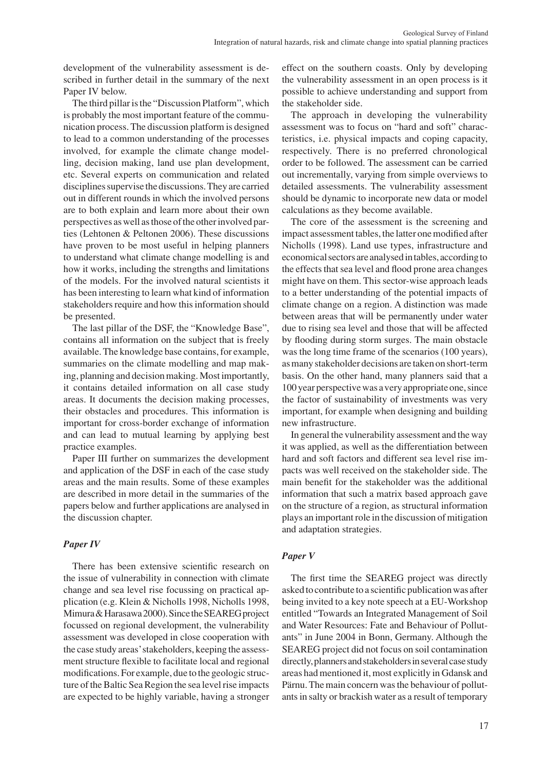development of the vulnerability assessment is described in further detail in the summary of the next Paper IV below.

The third pillar is the "Discussion Platform", which is probably the most important feature of the communication process. The discussion platform is designed to lead to a common understanding of the processes involved, for example the climate change modelling, decision making, land use plan development, etc. Several experts on communication and related disciplines supervise the discussions. They are carried out in different rounds in which the involved persons are to both explain and learn more about their own perspectives as well as those of the other involved parties (Lehtonen & Peltonen 2006). These discussions have proven to be most useful in helping planners to understand what climate change modelling is and how it works, including the strengths and limitations of the models. For the involved natural scientists it has been interesting to learn what kind of information stakeholders require and how this information should be presented.

The last pillar of the DSF, the "Knowledge Base", contains all information on the subject that is freely available. The knowledge base contains, for example, summaries on the climate modelling and map making, planning and decision making. Most importantly, it contains detailed information on all case study areas. It documents the decision making processes, their obstacles and procedures. This information is important for cross-border exchange of information and can lead to mutual learning by applying best practice examples.

Paper III further on summarizes the development and application of the DSF in each of the case study areas and the main results. Some of these examples are described in more detail in the summaries of the papers below and further applications are analysed in the discussion chapter.

### *Paper IV*

There has been extensive scientific research on the issue of vulnerability in connection with climate change and sea level rise focussing on practical application (e.g. Klein & Nicholls 1998, Nicholls 1998, Mimura & Harasawa 2000). Since the SEAREG project focussed on regional development, the vulnerability assessment was developed in close cooperation with the case study areas' stakeholders, keeping the assessment structure flexible to facilitate local and regional modifications. For example, due to the geologic structure of the Baltic Sea Region the sea level rise impacts are expected to be highly variable, having a stronger effect on the southern coasts. Only by developing the vulnerability assessment in an open process is it possible to achieve understanding and support from the stakeholder side.

The approach in developing the vulnerability assessment was to focus on "hard and soft" characteristics, i.e. physical impacts and coping capacity, respectively. There is no preferred chronological order to be followed. The assessment can be carried out incrementally, varying from simple overviews to detailed assessments. The vulnerability assessment should be dynamic to incorporate new data or model calculations as they become available.

The core of the assessment is the screening and impact assessment tables, the latter one modified after Nicholls (1998). Land use types, infrastructure and economical sectors are analysed in tables, according to the effects that sea level and flood prone area changes might have on them. This sector-wise approach leads to a better understanding of the potential impacts of climate change on a region. A distinction was made between areas that will be permanently under water due to rising sea level and those that will be affected by flooding during storm surges. The main obstacle was the long time frame of the scenarios (100 years), as many stakeholder decisions are taken on short-term basis. On the other hand, many planners said that a 100 year perspective was a very appropriate one, since the factor of sustainability of investments was very important, for example when designing and building new infrastructure.

In general the vulnerability assessment and the way it was applied, as well as the differentiation between hard and soft factors and different sea level rise impacts was well received on the stakeholder side. The main benefit for the stakeholder was the additional information that such a matrix based approach gave on the structure of a region, as structural information plays an important role in the discussion of mitigation and adaptation strategies.

### *Paper V*

The first time the SEAREG project was directly asked to contribute to a scientific publication was after being invited to a key note speech at a EU-Workshop entitled "Towards an Integrated Management of Soil and Water Resources: Fate and Behaviour of Pollutants" in June 2004 in Bonn, Germany. Although the SEAREG project did not focus on soil contamination directly, planners and stakeholders in several case study areas had mentioned it, most explicitly in Gdansk and Pärnu. The main concern was the behaviour of pollutants in salty or brackish water as a result of temporary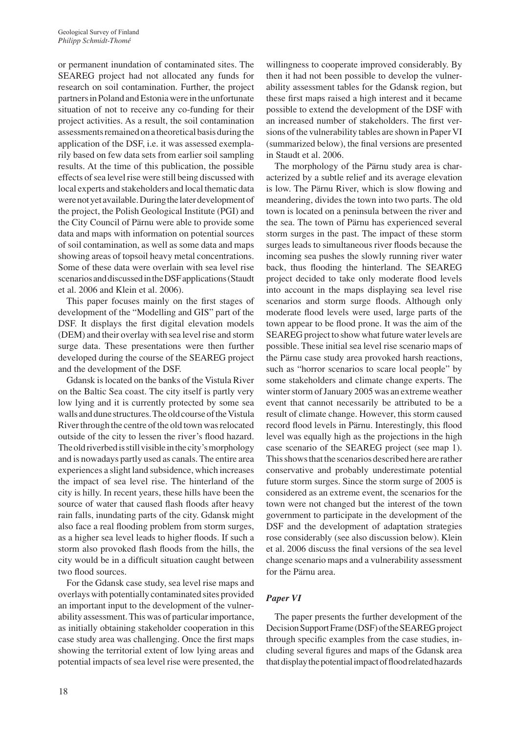or permanent inundation of contaminated sites. The SEAREG project had not allocated any funds for research on soil contamination. Further, the project partners in Poland and Estonia were in the unfortunate situation of not to receive any co-funding for their project activities. As a result, the soil contamination assessments remained on a theoretical basis during the application of the DSF, i.e. it was assessed exemplarily based on few data sets from earlier soil sampling results. At the time of this publication, the possible effects of sea level rise were still being discussed with local experts and stakeholders and local thematic data were not yet available. During the later development of the project, the Polish Geological Institute (PGI) and the City Council of Pärnu were able to provide some data and maps with information on potential sources of soil contamination, as well as some data and maps showing areas of topsoil heavy metal concentrations. Some of these data were overlain with sea level rise scenarios and discussed in the DSF applications (Staudt et al. 2006 and Klein et al. 2006).

This paper focuses mainly on the first stages of development of the "Modelling and GIS" part of the DSF. It displays the first digital elevation models (DEM) and their overlay with sea level rise and storm surge data. These presentations were then further developed during the course of the SEAREG project and the development of the DSF.

Gdansk is located on the banks of the Vistula River on the Baltic Sea coast. The city itself is partly very low lying and it is currently protected by some sea walls and dune structures. The old course of the Vistula River through the centre of the old town was relocated outside of the city to lessen the river's flood hazard. The old riverbed is still visible in the city's morphology and is nowadays partly used as canals. The entire area experiences a slight land subsidence, which increases the impact of sea level rise. The hinterland of the city is hilly. In recent years, these hills have been the source of water that caused flash floods after heavy rain falls, inundating parts of the city. Gdansk might also face a real flooding problem from storm surges, as a higher sea level leads to higher floods. If such a storm also provoked flash floods from the hills, the city would be in a difficult situation caught between two flood sources.

For the Gdansk case study, sea level rise maps and overlays with potentially contaminated sites provided an important input to the development of the vulnerability assessment. This was of particular importance, as initially obtaining stakeholder cooperation in this case study area was challenging. Once the first maps showing the territorial extent of low lying areas and potential impacts of sea level rise were presented, the willingness to cooperate improved considerably. By then it had not been possible to develop the vulnerability assessment tables for the Gdansk region, but these first maps raised a high interest and it became possible to extend the development of the DSF with an increased number of stakeholders. The first versions of the vulnerability tables are shown in Paper VI (summarized below), the final versions are presented in Staudt et al. 2006.

The morphology of the Pärnu study area is characterized by a subtle relief and its average elevation is low. The Pärnu River, which is slow flowing and meandering, divides the town into two parts. The old town is located on a peninsula between the river and the sea. The town of Pärnu has experienced several storm surges in the past. The impact of these storm surges leads to simultaneous river floods because the incoming sea pushes the slowly running river water back, thus flooding the hinterland. The SEAREG project decided to take only moderate flood levels into account in the maps displaying sea level rise scenarios and storm surge floods. Although only moderate flood levels were used, large parts of the town appear to be flood prone. It was the aim of the SEAREG project to show what future water levels are possible. These initial sea level rise scenario maps of the Pärnu case study area provoked harsh reactions, such as "horror scenarios to scare local people" by some stakeholders and climate change experts. The winter storm of January 2005 was an extreme weather event that cannot necessarily be attributed to be a result of climate change. However, this storm caused record flood levels in Pärnu. Interestingly, this flood level was equally high as the projections in the high case scenario of the SEAREG project (see map 1). This shows that the scenarios described here are rather conservative and probably underestimate potential future storm surges. Since the storm surge of 2005 is considered as an extreme event, the scenarios for the town were not changed but the interest of the town government to participate in the development of the DSF and the development of adaptation strategies rose considerably (see also discussion below). Klein et al. 2006 discuss the final versions of the sea level change scenario maps and a vulnerability assessment for the Pärnu area.

### *Paper VI*

The paper presents the further development of the Decision Support Frame (DSF) of the SEAREG project through specific examples from the case studies, including several figures and maps of the Gdansk area that display the potential impact of flood related hazards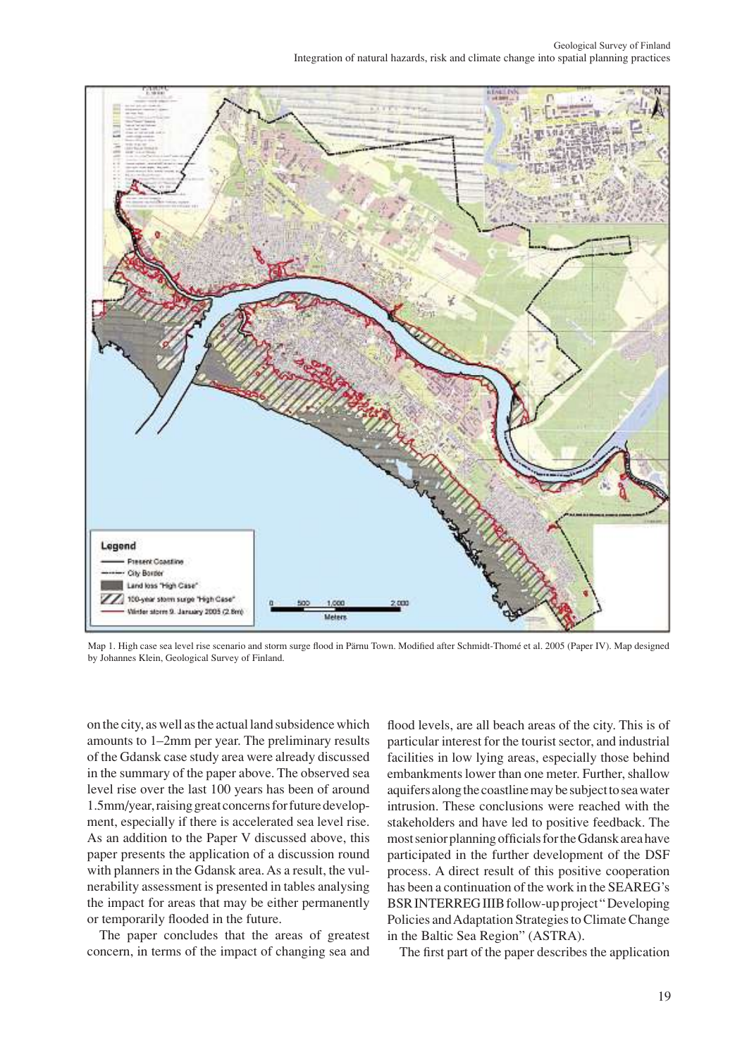Map 1. High case sea level rise scenario and storm surge flood in Pärnu Town. Modified after Schmidt-Thomé et al. 2005 (Paper IV). Map designed by Johannes Klein, Geological Survey of Finland.

on the city, as well as the actual land subsidence which amounts to 1–2mm per year. The preliminary results of the Gdansk case study area were already discussed in the summary of the paper above. The observed sea level rise over the last 100 years has been of around 1.5mm/year, raising great concerns for future development, especially if there is accelerated sea level rise. As an addition to the Paper V discussed above, this paper presents the application of a discussion round with planners in the Gdansk area. As a result, the vulnerability assessment is presented in tables analysing the impact for areas that may be either permanently or temporarily flooded in the future.

The paper concludes that the areas of greatest concern, in terms of the impact of changing sea and flood levels, are all beach areas of the city. This is of particular interest for the tourist sector, and industrial facilities in low lying areas, especially those behind embankments lower than one meter. Further, shallow aquifers along the coastline may be subject to sea water intrusion. These conclusions were reached with the stakeholders and have led to positive feedback. The most senior planning officials for the Gdansk area have participated in the further development of the DSF process. A direct result of this positive cooperation has been a continuation of the work in the SEAREG's BSR INTERREG IIIB follow-up project "Developing Policies and Adaptation Strategies to Climate Change in the Baltic Sea Region" (ASTRA).

The first part of the paper describes the application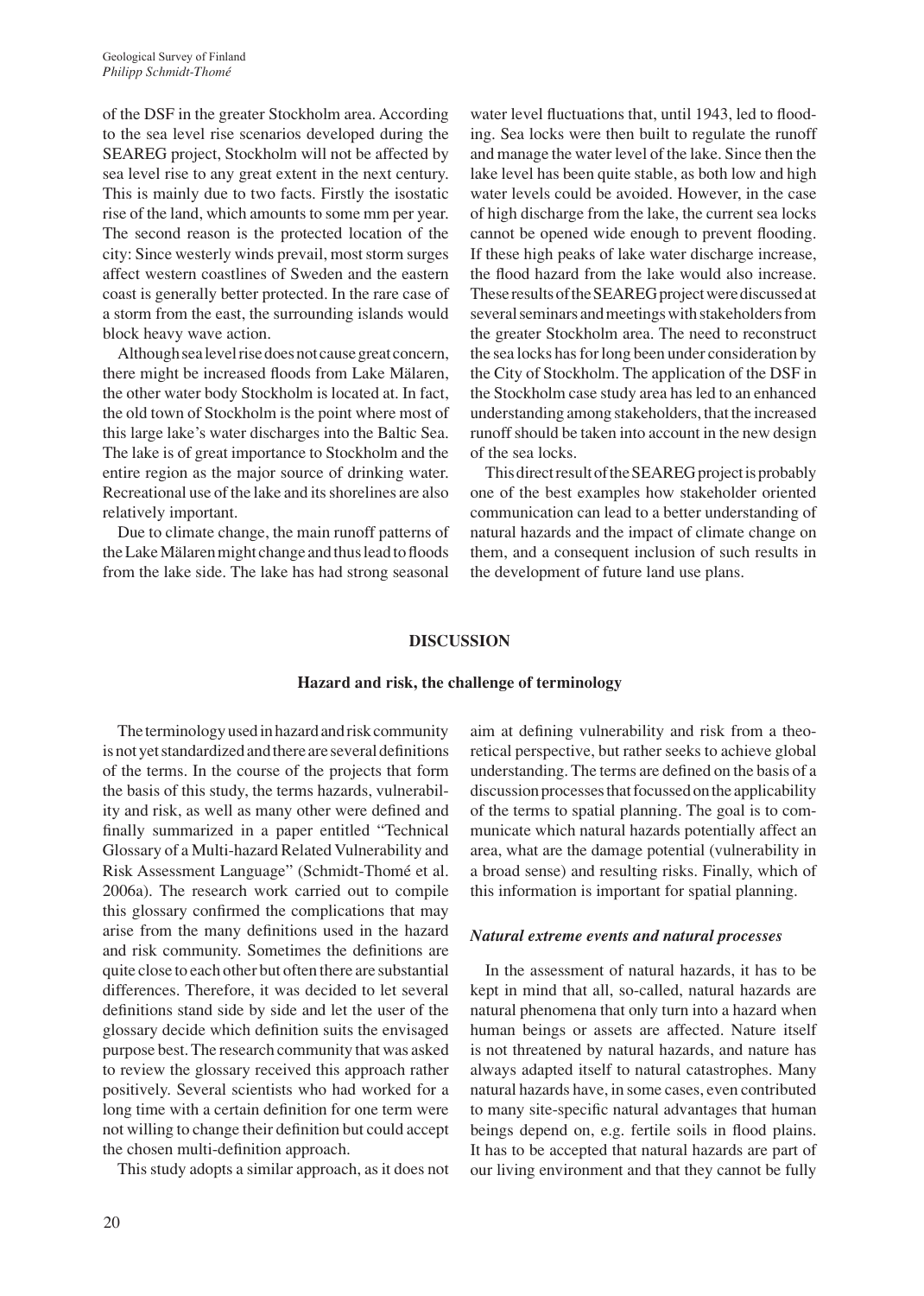of the DSF in the greater Stockholm area. According to the sea level rise scenarios developed during the SEAREG project, Stockholm will not be affected by sea level rise to any great extent in the next century. This is mainly due to two facts. Firstly the isostatic rise of the land, which amounts to some mm per year. The second reason is the protected location of the city: Since westerly winds prevail, most storm surges affect western coastlines of Sweden and the eastern coast is generally better protected. In the rare case of a storm from the east, the surrounding islands would block heavy wave action.

Although sea level rise does not cause great concern, there might be increased floods from Lake Mälaren, the other water body Stockholm is located at. In fact, the old town of Stockholm is the point where most of this large lake's water discharges into the Baltic Sea. The lake is of great importance to Stockholm and the entire region as the major source of drinking water. Recreational use of the lake and its shorelines are also relatively important.

Due to climate change, the main runoff patterns of the Lake Mälaren might change and thus lead to floods from the lake side. The lake has had strong seasonal water level fluctuations that, until 1943, led to flooding. Sea locks were then built to regulate the runoff and manage the water level of the lake. Since then the lake level has been quite stable, as both low and high water levels could be avoided. However, in the case of high discharge from the lake, the current sea locks cannot be opened wide enough to prevent flooding. If these high peaks of lake water discharge increase, the flood hazard from the lake would also increase. These results of the SEAREG project were discussed at several seminars and meetings with stakeholders from the greater Stockholm area. The need to reconstruct the sea locks has for long been under consideration by the City of Stockholm. The application of the DSF in the Stockholm case study area has led to an enhanced understanding among stakeholders, that the increased runoff should be taken into account in the new design of the sea locks.

This direct result of the SEAREG project is probably one of the best examples how stakeholder oriented communication can lead to a better understanding of natural hazards and the impact of climate change on them, and a consequent inclusion of such results in the development of future land use plans.

## DISCUSSION

### Hazard and risk, the challenge of terminology

The terminology used in hazard and risk community is not yet standardized and there are several definitions of the terms. In the course of the projects that form the basis of this study, the terms hazards, vulnerability and risk, as well as many other were defined and finally summarized in a paper entitled "Technical Glossary of a Multi-hazard Related Vulnerability and Risk Assessment Language" (Schmidt-Thomé et al. 2006a). The research work carried out to compile this glossary confirmed the complications that may arise from the many definitions used in the hazard and risk community. Sometimes the definitions are quite close to each other but often there are substantial differences. Therefore, it was decided to let several definitions stand side by side and let the user of the glossary decide which definition suits the envisaged purpose best. The research community that was asked to review the glossary received this approach rather positively. Several scientists who had worked for a long time with a certain definition for one term were not willing to change their definition but could accept the chosen multi-definition approach.

This study adopts a similar approach, as it does not aim at defining vulnerability and risk from a theoretical perspective, but rather seeks to achieve global understanding. The terms are defined on the basis of a discussion processes that focussed on the applicability of the terms to spatial planning. The goal is to communicate which natural hazards potentially affect an area, what are the damage potential (vulnerability in a broad sense) and resulting risks. Finally, which of this information is important for spatial planning.

#### *Natural extreme events and natural processes*

In the assessment of natural hazards, it has to be kept in mind that all, so-called, natural hazards are natural phenomena that only turn into a hazard when human beings or assets are affected. Nature itself is not threatened by natural hazards, and nature has always adapted itself to natural catastrophes. Many natural hazards have, in some cases, even contributed to many site-specific natural advantages that human beings depend on, e.g. fertile soils in flood plains. It has to be accepted that natural hazards are part of our living environment and that they cannot be fully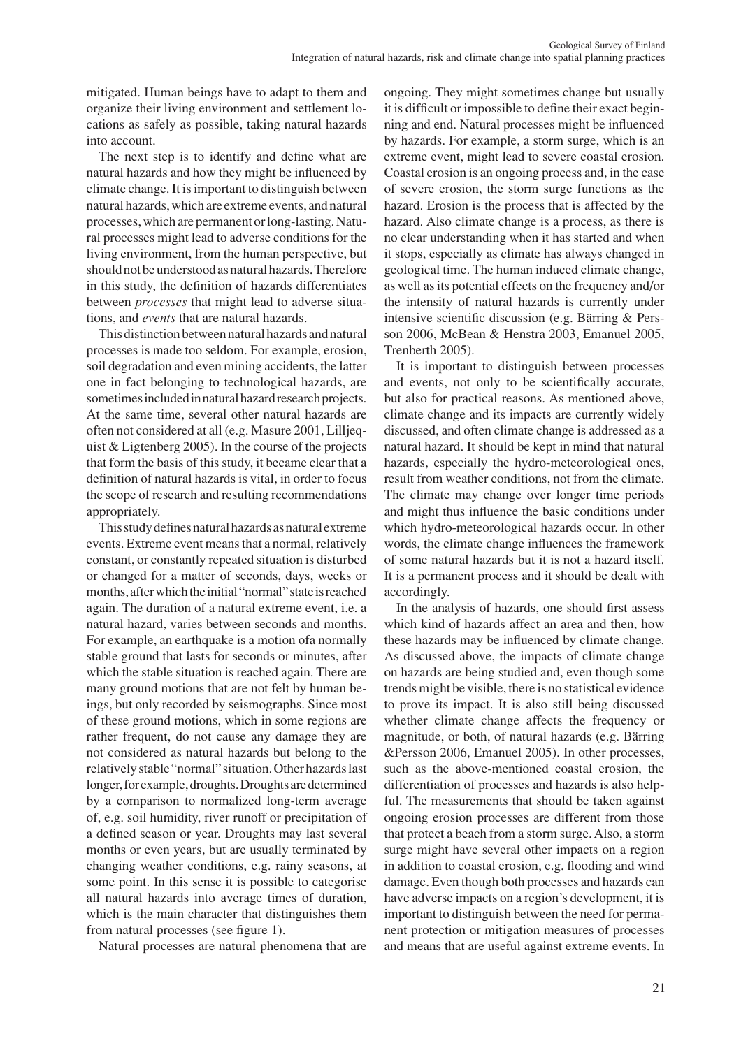mitigated. Human beings have to adapt to them and organize their living environment and settlement locations as safely as possible, taking natural hazards into account.

The next step is to identify and define what are natural hazards and how they might be influenced by climate change. It is important to distinguish between natural hazards, which are extreme events, and natural processes, which are permanent or long-lasting. Natural processes might lead to adverse conditions for the living environment, from the human perspective, but should not be understood as natural hazards. Therefore in this study, the definition of hazards differentiates between *processes* that might lead to adverse situations, and *events* that are natural hazards.

This distinction between natural hazards and natural processes is made too seldom. For example, erosion, soil degradation and even mining accidents, the latter one in fact belonging to technological hazards, are sometimes included in natural hazard research projects. At the same time, several other natural hazards are often not considered at all (e.g. Masure 2001, Lilljequist & Ligtenberg 2005). In the course of the projects that form the basis of this study, it became clear that a definition of natural hazards is vital, in order to focus the scope of research and resulting recommendations appropriately.

This study defines natural hazards as natural extreme events. Extreme event means that a normal, relatively constant, or constantly repeated situation is disturbed or changed for a matter of seconds, days, weeks or months, after which the initial "normal" state is reached again. The duration of a natural extreme event, i.e. a natural hazard, varies between seconds and months. For example, an earthquake is a motion ofa normally stable ground that lasts for seconds or minutes, after which the stable situation is reached again. There are many ground motions that are not felt by human beings, but only recorded by seismographs. Since most of these ground motions, which in some regions are rather frequent, do not cause any damage they are not considered as natural hazards but belong to the relatively stable "normal" situation. Other hazards last longer, for example, droughts. Droughts are determined by a comparison to normalized long-term average of, e.g. soil humidity, river runoff or precipitation of a defined season or year. Droughts may last several months or even years, but are usually terminated by changing weather conditions, e.g. rainy seasons, at some point. In this sense it is possible to categorise all natural hazards into average times of duration, which is the main character that distinguishes them from natural processes (see figure 1).

Natural processes are natural phenomena that are ongoing. They might sometimes change but usually it is difficult or impossible to define their exact beginning and end. Natural processes might be influenced by hazards. For example, a storm surge, which is an extreme event, might lead to severe coastal erosion. Coastal erosion is an ongoing process and, in the case of severe erosion, the storm surge functions as the hazard. Erosion is the process that is affected by the hazard. Also climate change is a process, as there is no clear understanding when it has started and when it stops, especially as climate has always changed in geological time. The human induced climate change, as well as its potential effects on the frequency and/or the intensity of natural hazards is currently under intensive scientific discussion (e.g. Bärring & Persson 2006, McBean & Henstra 2003, Emanuel 2005, Trenberth 2005).

It is important to distinguish between processes and events, not only to be scientifically accurate, but also for practical reasons. As mentioned above, climate change and its impacts are currently widely discussed, and often climate change is addressed as a natural hazard. It should be kept in mind that natural hazards, especially the hydro-meteorological ones, result from weather conditions, not from the climate. The climate may change over longer time periods and might thus influence the basic conditions under which hydro-meteorological hazards occur. In other words, the climate change influences the framework of some natural hazards but it is not a hazard itself. It is a permanent process and it should be dealt with accordingly.

In the analysis of hazards, one should first assess which kind of hazards affect an area and then, how these hazards may be influenced by climate change. As discussed above, the impacts of climate change on hazards are being studied and, even though some trends might be visible, there is no statistical evidence to prove its impact. It is also still being discussed whether climate change affects the frequency or magnitude, or both, of natural hazards (e.g. Bärring &Persson 2006, Emanuel 2005). In other processes, such as the above-mentioned coastal erosion, the differentiation of processes and hazards is also helpful. The measurements that should be taken against ongoing erosion processes are different from those that protect a beach from a storm surge. Also, a storm surge might have several other impacts on a region in addition to coastal erosion, e.g. flooding and wind damage. Even though both processes and hazards can have adverse impacts on a region's development, it is important to distinguish between the need for permanent protection or mitigation measures of processes and means that are useful against extreme events. In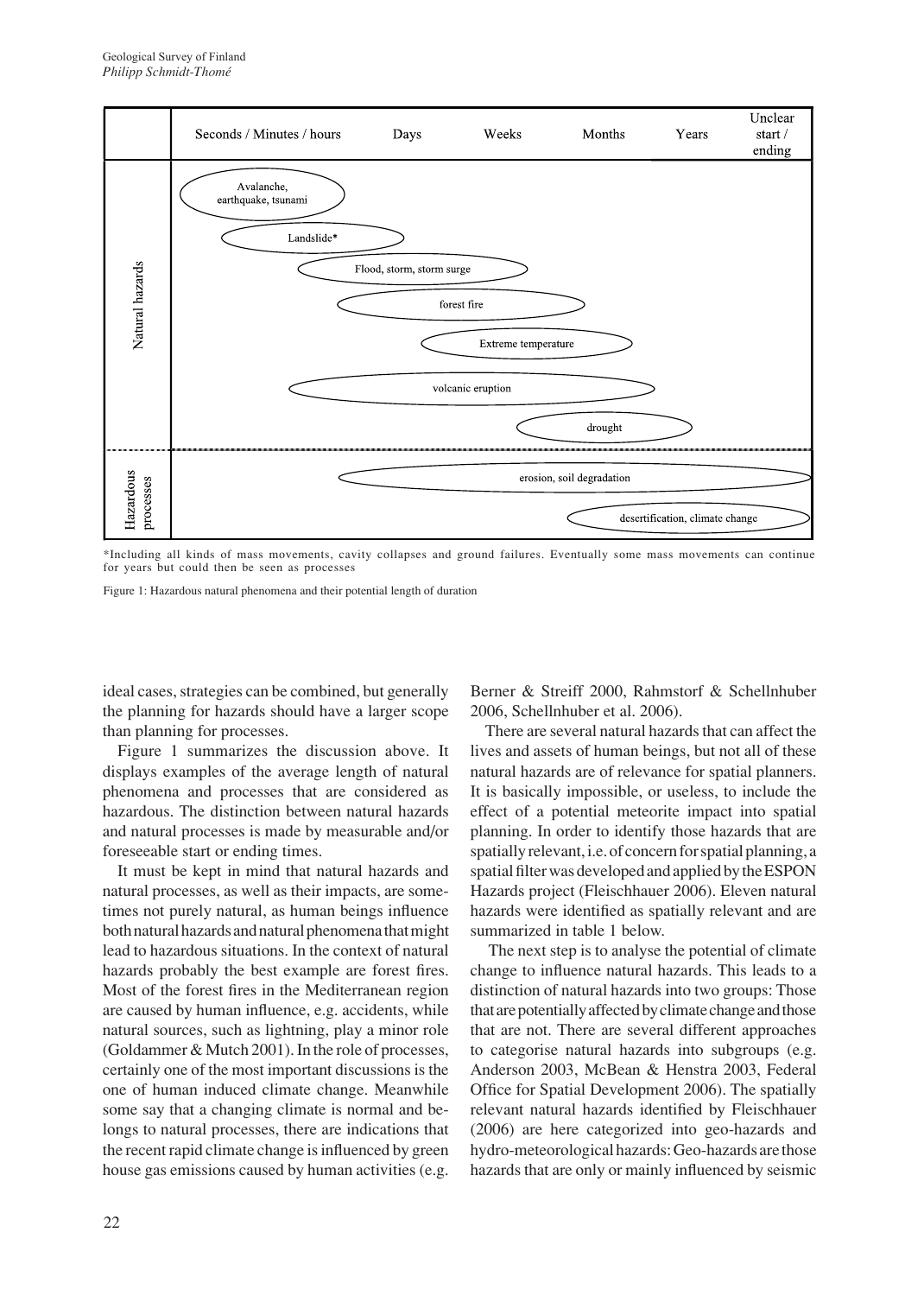| | Seconds / Minutes / hours | Days | Weeks | Months | Years | Unclear start / ending |
|---|---|---|---|---|---|---|
| Natural hazards | Avalanche, earthquake, tsunami | | | | | |
| | Landslide* | | | | | |
| | Flood, storm, storm surge | | | | | |
| | forest fire | | | | | |
| | Extreme temperature | | | | | |
| | volcanic eruption | | | | | |
| | drought | | | | | |
| Hazardous processes | erosion, soil degradation | | | | | |
| | desertification, climate change | | | | | |

*Including all kinds of mass movements, cavity collapses and ground failures. Eventually some mass movements can continue for years but could then be seen as processes

Figure 1: Hazardous natural phenomena and their potential length of duration

ideal cases, strategies can be combined, but generally the planning for hazards should have a larger scope than planning for processes.

Figure 1 summarizes the discussion above. It displays examples of the average length of natural phenomena and processes that are considered as hazardous. The distinction between natural hazards and natural processes is made by measurable and/or foreseeable start or ending times.

It must be kept in mind that natural hazards and natural processes, as well as their impacts, are sometimes not purely natural, as human beings influence both natural hazards and natural phenomena that might lead to hazardous situations. In the context of natural hazards probably the best example are forest fires. Most of the forest fires in the Mediterranean region are caused by human influence, e.g. accidents, while natural sources, such as lightning, play a minor role (Goldammer & Mutch 2001). In the role of processes, certainly one of the most important discussions is the one of human induced climate change. Meanwhile some say that a changing climate is normal and belongs to natural processes, there are indications that the recent rapid climate change is influenced by green house gas emissions caused by human activities (e.g. Berner & Streiff 2000, Rahmstorf & Schellnhuber 2006, Schellnhuber et al. 2006).

There are several natural hazards that can affect the lives and assets of human beings, but not all of these natural hazards are of relevance for spatial planners. It is basically impossible, or useless, to include the effect of a potential meteorite impact into spatial planning. In order to identify those hazards that are spatially relevant, i.e. of concern for spatial planning, a spatial filter was developed and applied by the ESPON Hazards project (Fleischhauer 2006). Eleven natural hazards were identified as spatially relevant and are summarized in table 1 below.

The next step is to analyse the potential of climate change to influence natural hazards. This leads to a distinction of natural hazards into two groups: Those that are potentially affected by climate change and those that are not. There are several different approaches to categorise natural hazards into subgroups (e.g. Anderson 2003, McBean & Henstra 2003, Federal Office for Spatial Development 2006). The spatially relevant natural hazards identified by Fleischhauer (2006) are here categorized into geo-hazards and hydro-meteorological hazards: Geo-hazards are those hazards that are only or mainly influenced by seismic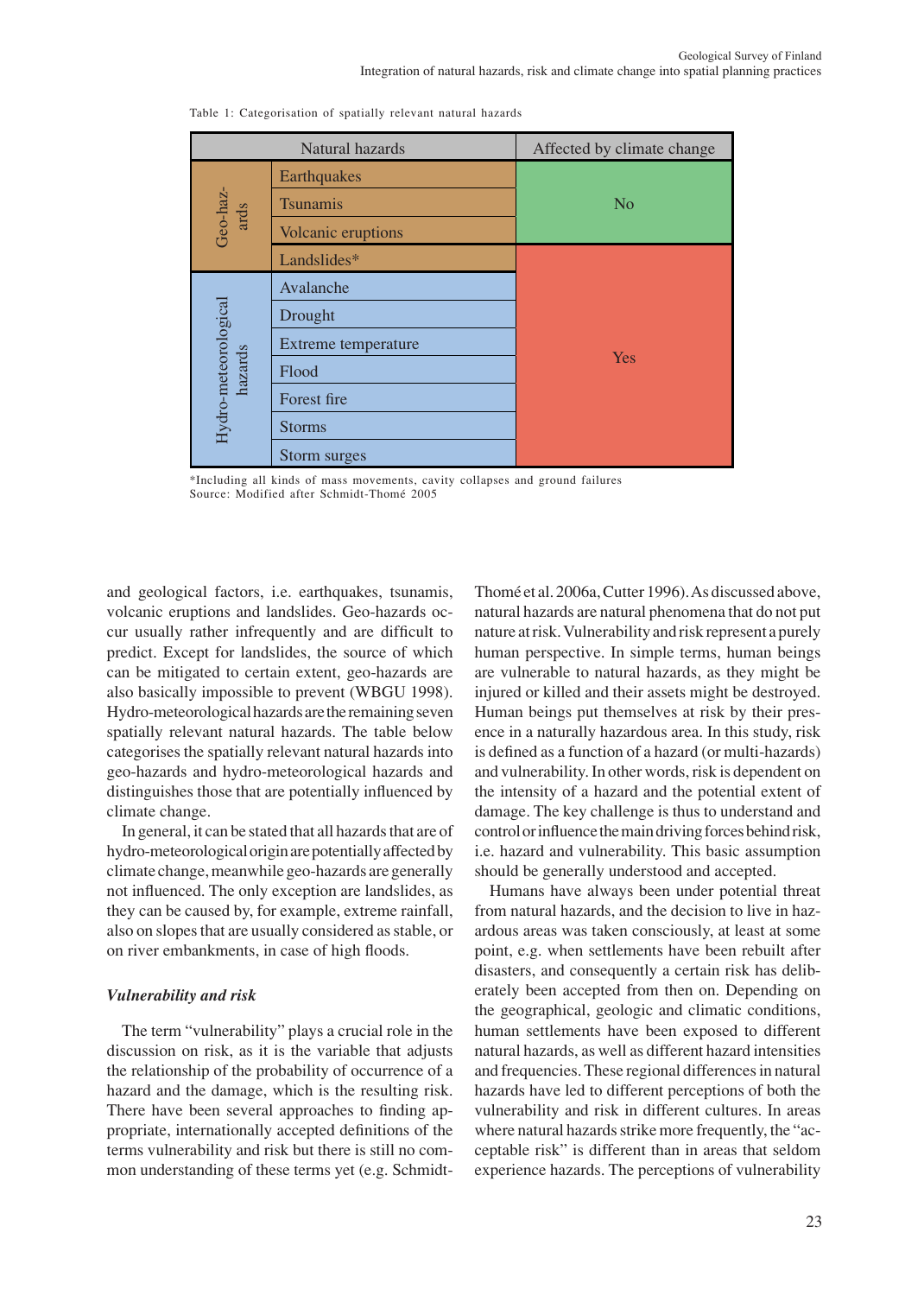Table 1: Categorisation of spatially relevant natural hazards

| Natural hazards | | Affected by climate change |
|---|---|---|
| Geo-hazards | Earthquakes | No |
| | Tsunamis | No |
| | Volcanic eruptions | No |
| | Landslides* | Yes |
| Hydro-meteorological hazards | Avalanche | Yes |
| | Drought | Yes |
| | Extreme temperature | Yes |
| | Flood | Yes |
| | Forest fire | Yes |
| | Storms | Yes |
| | Storm surges | Yes |

*Including all kinds of mass movements, cavity collapses and ground failures
Source: Modified after Schmidt-Thomé 2005

and geological factors, i.e. earthquakes, tsunamis, volcanic eruptions and landslides. Geo-hazards occur usually rather infrequently and are difficult to predict. Except for landslides, the source of which can be mitigated to certain extent, geo-hazards are also basically impossible to prevent (WBGU 1998). Hydro-meteorological hazards are the remaining seven spatially relevant natural hazards. The table below categorises the spatially relevant natural hazards into geo-hazards and hydro-meteorological hazards and distinguishes those that are potentially influenced by climate change.

In general, it can be stated that all hazards that are of hydro-meteorological origin are potentially affected by climate change, meanwhile geo-hazards are generally not influenced. The only exception are landslides, as they can be caused by, for example, extreme rainfall, also on slopes that are usually considered as stable, or on river embankments, in case of high floods.

### *Vulnerability and risk*

The term "vulnerability" plays a crucial role in the discussion on risk, as it is the variable that adjusts the relationship of the probability of occurrence of a hazard and the damage, which is the resulting risk. There have been several approaches to finding appropriate, internationally accepted definitions of the terms vulnerability and risk but there is still no common understanding of these terms yet (e.g. Schmidt-Thomé et al. 2006a, Cutter 1996). As discussed above, natural hazards are natural phenomena that do not put nature at risk. Vulnerability and risk represent a purely human perspective. In simple terms, human beings are vulnerable to natural hazards, as they might be injured or killed and their assets might be destroyed. Human beings put themselves at risk by their presence in a naturally hazardous area. In this study, risk is defined as a function of a hazard (or multi-hazards) and vulnerability. In other words, risk is dependent on the intensity of a hazard and the potential extent of damage. The key challenge is thus to understand and control or influence the main driving forces behind risk, i.e. hazard and vulnerability. This basic assumption should be generally understood and accepted.

Humans have always been under potential threat from natural hazards, and the decision to live in hazardous areas was taken consciously, at least at some point, e.g. when settlements have been rebuilt after disasters, and consequently a certain risk has deliberately been accepted from then on. Depending on the geographical, geologic and climatic conditions, human settlements have been exposed to different natural hazards, as well as different hazard intensities and frequencies. These regional differences in natural hazards have led to different perceptions of both the vulnerability and risk in different cultures. In areas where natural hazards strike more frequently, the "acceptable risk" is different than in areas that seldom experience hazards. The perceptions of vulnerability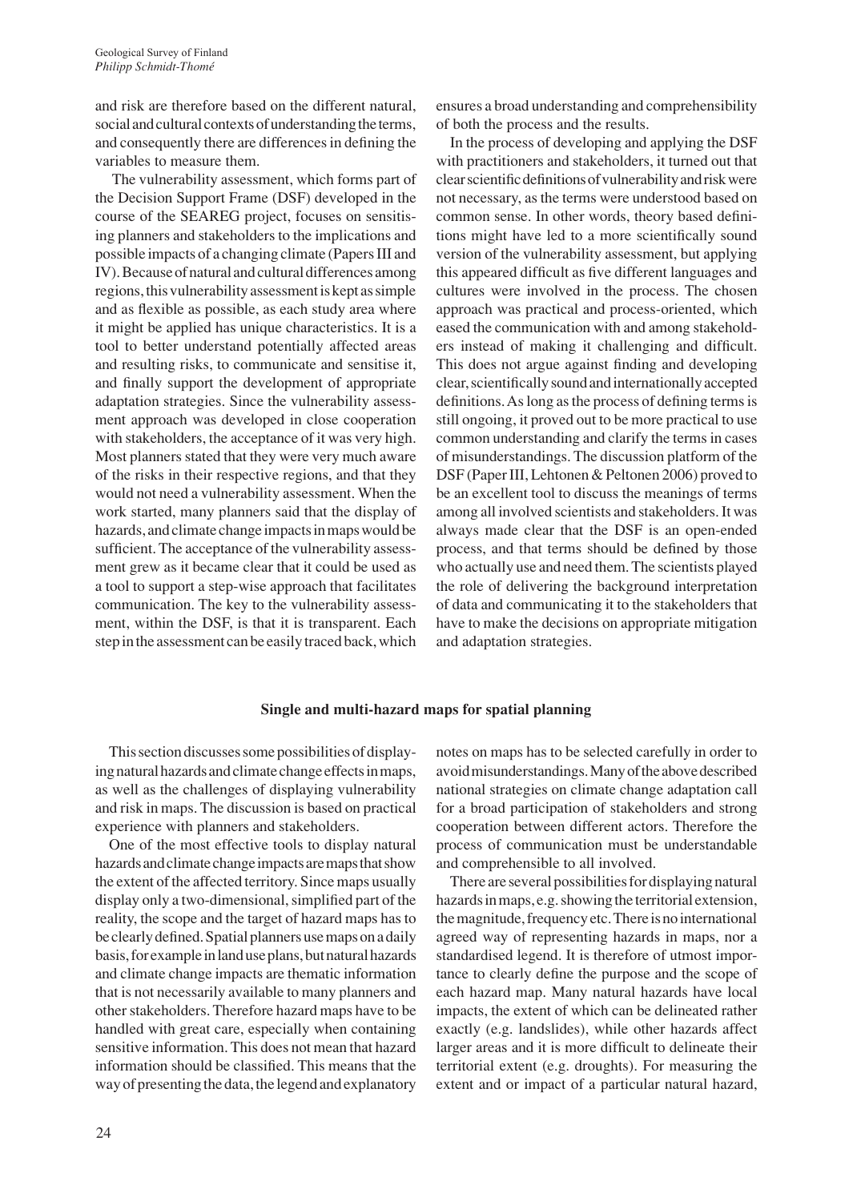and risk are therefore based on the different natural, social and cultural contexts of understanding the terms, and consequently there are differences in defining the variables to measure them.

The vulnerability assessment, which forms part of the Decision Support Frame (DSF) developed in the course of the SEAREG project, focuses on sensitising planners and stakeholders to the implications and possible impacts of a changing climate (Papers III and IV). Because of natural and cultural differences among regions, this vulnerability assessment is kept as simple and as flexible as possible, as each study area where it might be applied has unique characteristics. It is a tool to better understand potentially affected areas and resulting risks, to communicate and sensitise it, and finally support the development of appropriate adaptation strategies. Since the vulnerability assessment approach was developed in close cooperation with stakeholders, the acceptance of it was very high. Most planners stated that they were very much aware of the risks in their respective regions, and that they would not need a vulnerability assessment. When the work started, many planners said that the display of hazards, and climate change impacts in maps would be sufficient. The acceptance of the vulnerability assessment grew as it became clear that it could be used as a tool to support a step-wise approach that facilitates communication. The key to the vulnerability assessment, within the DSF, is that it is transparent. Each step in the assessment can be easily traced back, which ensures a broad understanding and comprehensibility of both the process and the results.

In the process of developing and applying the DSF with practitioners and stakeholders, it turned out that clear scientific definitions of vulnerability and risk were not necessary, as the terms were understood based on common sense. In other words, theory based definitions might have led to a more scientifically sound version of the vulnerability assessment, but applying this appeared difficult as five different languages and cultures were involved in the process. The chosen approach was practical and process-oriented, which eased the communication with and among stakeholders instead of making it challenging and difficult. This does not argue against finding and developing clear, scientifically sound and internationally accepted definitions. As long as the process of defining terms is still ongoing, it proved out to be more practical to use common understanding and clarify the terms in cases of misunderstandings. The discussion platform of the DSF (Paper III, Lehtonen & Peltonen 2006) proved to be an excellent tool to discuss the meanings of terms among all involved scientists and stakeholders. It was always made clear that the DSF is an open-ended process, and that terms should be defined by those who actually use and need them. The scientists played the role of delivering the background interpretation of data and communicating it to the stakeholders that have to make the decisions on appropriate mitigation and adaptation strategies.

## Single and multi-hazard maps for spatial planning

This section discusses some possibilities of displaying natural hazards and climate change effects in maps, as well as the challenges of displaying vulnerability and risk in maps. The discussion is based on practical experience with planners and stakeholders.

One of the most effective tools to display natural hazards and climate change impacts are maps that show the extent of the affected territory. Since maps usually display only a two-dimensional, simplified part of the reality, the scope and the target of hazard maps has to be clearly defined. Spatial planners use maps on a daily basis, for example in land use plans, but natural hazards and climate change impacts are thematic information that is not necessarily available to many planners and other stakeholders. Therefore hazard maps have to be handled with great care, especially when containing sensitive information. This does not mean that hazard information should be classified. This means that the way of presenting the data, the legend and explanatory notes on maps has to be selected carefully in order to avoid misunderstandings. Many of the above described national strategies on climate change adaptation call for a broad participation of stakeholders and strong cooperation between different actors. Therefore the process of communication must be understandable and comprehensible to all involved.

There are several possibilities for displaying natural hazards in maps, e.g. showing the territorial extension, the magnitude, frequency etc. There is no international agreed way of representing hazards in maps, nor a standardised legend. It is therefore of utmost importance to clearly define the purpose and the scope of each hazard map. Many natural hazards have local impacts, the extent of which can be delineated rather exactly (e.g. landslides), while other hazards affect larger areas and it is more difficult to delineate their territorial extent (e.g. droughts). For measuring the extent and or impact of a particular natural hazard,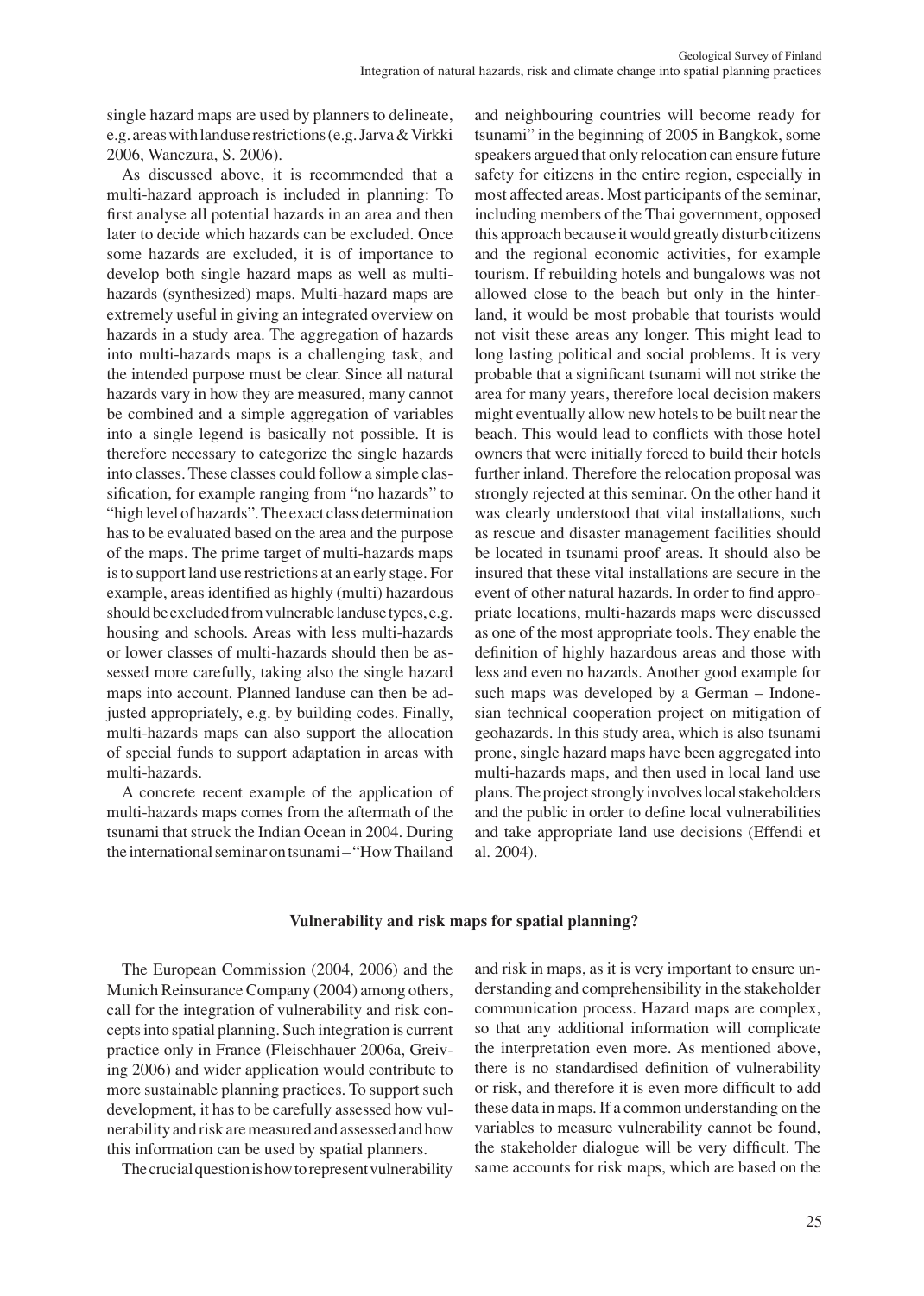single hazard maps are used by planners to delineate, e.g. areas with landuse restrictions (e.g. Jarva & Virkki 2006, Wanczura, S. 2006).

As discussed above, it is recommended that a multi-hazard approach is included in planning: To first analyse all potential hazards in an area and then later to decide which hazards can be excluded. Once some hazards are excluded, it is of importance to develop both single hazard maps as well as multi-hazards (synthesized) maps. Multi-hazard maps are extremely useful in giving an integrated overview on hazards in a study area. The aggregation of hazards into multi-hazards maps is a challenging task, and the intended purpose must be clear. Since all natural hazards vary in how they are measured, many cannot be combined and a simple aggregation of variables into a single legend is basically not possible. It is therefore necessary to categorize the single hazards into classes. These classes could follow a simple classification, for example ranging from "no hazards" to "high level of hazards". The exact class determination has to be evaluated based on the area and the purpose of the maps. The prime target of multi-hazards maps is to support land use restrictions at an early stage. For example, areas identified as highly (multi) hazardous should be excluded from vulnerable landuse types, e.g. housing and schools. Areas with less multi-hazards or lower classes of multi-hazards should then be assessed more carefully, taking also the single hazard maps into account. Planned landuse can then be adjusted appropriately, e.g. by building codes. Finally, multi-hazards maps can also support the allocation of special funds to support adaptation in areas with multi-hazards.

A concrete recent example of the application of multi-hazards maps comes from the aftermath of the tsunami that struck the Indian Ocean in 2004. During the international seminar on tsunami – "How Thailand and neighbouring countries will become ready for tsunami" in the beginning of 2005 in Bangkok, some speakers argued that only relocation can ensure future safety for citizens in the entire region, especially in most affected areas. Most participants of the seminar, including members of the Thai government, opposed this approach because it would greatly disturb citizens and the regional economic activities, for example tourism. If rebuilding hotels and bungalows was not allowed close to the beach but only in the hinterland, it would be most probable that tourists would not visit these areas any longer. This might lead to long lasting political and social problems. It is very probable that a significant tsunami will not strike the area for many years, therefore local decision makers might eventually allow new hotels to be built near the beach. This would lead to conflicts with those hotel owners that were initially forced to build their hotels further inland. Therefore the relocation proposal was strongly rejected at this seminar. On the other hand it was clearly understood that vital installations, such as rescue and disaster management facilities should be located in tsunami proof areas. It should also be insured that these vital installations are secure in the event of other natural hazards. In order to find appropriate locations, multi-hazards maps were discussed as one of the most appropriate tools. They enable the definition of highly hazardous areas and those with less and even no hazards. Another good example for such maps was developed by a German – Indonesian technical cooperation project on mitigation of geohazards. In this study area, which is also tsunami prone, single hazard maps have been aggregated into multi-hazards maps, and then used in local land use plans. The project strongly involves local stakeholders and the public in order to define local vulnerabilities and take appropriate land use decisions (Effendi et al. 2004).

## Vulnerability and risk maps for spatial planning?

The European Commission (2004, 2006) and the Munich Reinsurance Company (2004) among others, call for the integration of vulnerability and risk concepts into spatial planning. Such integration is current practice only in France (Fleischhauer 2006a, Greiving 2006) and wider application would contribute to more sustainable planning practices. To support such development, it has to be carefully assessed how vulnerability and risk are measured and assessed and how this information can be used by spatial planners.

The crucial question is how to represent vulnerability and risk in maps, as it is very important to ensure understanding and comprehensibility in the stakeholder communication process. Hazard maps are complex, so that any additional information will complicate the interpretation even more. As mentioned above, there is no standardised definition of vulnerability or risk, and therefore it is even more difficult to add these data in maps. If a common understanding on the variables to measure vulnerability cannot be found, the stakeholder dialogue will be very difficult. The same accounts for risk maps, which are based on the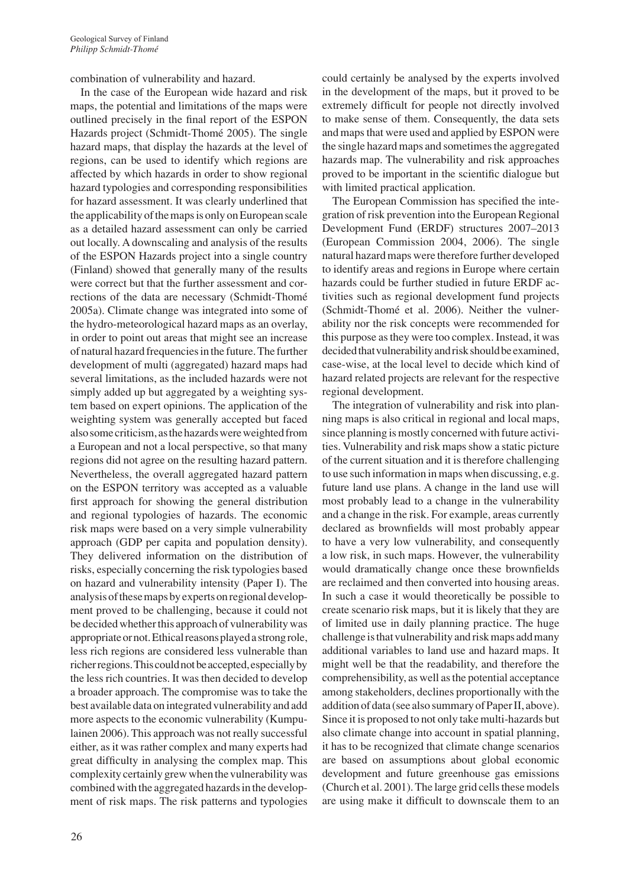combination of vulnerability and hazard.

In the case of the European wide hazard and risk maps, the potential and limitations of the maps were outlined precisely in the final report of the ESPON Hazards project (Schmidt-Thomé 2005). The single hazard maps, that display the hazards at the level of regions, can be used to identify which regions are affected by which hazards in order to show regional hazard typologies and corresponding responsibilities for hazard assessment. It was clearly underlined that the applicability of the maps is only on European scale as a detailed hazard assessment can only be carried out locally. A downscaling and analysis of the results of the ESPON Hazards project into a single country (Finland) showed that generally many of the results were correct but that the further assessment and corrections of the data are necessary (Schmidt-Thomé 2005a). Climate change was integrated into some of the hydro-meteorological hazard maps as an overlay, in order to point out areas that might see an increase of natural hazard frequencies in the future. The further development of multi (aggregated) hazard maps had several limitations, as the included hazards were not simply added up but aggregated by a weighting system based on expert opinions. The application of the weighting system was generally accepted but faced also some criticism, as the hazards were weighted from a European and not a local perspective, so that many regions did not agree on the resulting hazard pattern. Nevertheless, the overall aggregated hazard pattern on the ESPON territory was accepted as a valuable first approach for showing the general distribution and regional typologies of hazards. The economic risk maps were based on a very simple vulnerability approach (GDP per capita and population density). They delivered information on the distribution of risks, especially concerning the risk typologies based on hazard and vulnerability intensity (Paper I). The analysis of these maps by experts on regional development proved to be challenging, because it could not be decided whether this approach of vulnerability was appropriate or not. Ethical reasons played a strong role, less rich regions are considered less vulnerable than richer regions. This could not be accepted, especially by the less rich countries. It was then decided to develop a broader approach. The compromise was to take the best available data on integrated vulnerability and add more aspects to the economic vulnerability (Kumpulainen 2006). This approach was not really successful either, as it was rather complex and many experts had great difficulty in analysing the complex map. This complexity certainly grew when the vulnerability was combined with the aggregated hazards in the development of risk maps. The risk patterns and typologies could certainly be analysed by the experts involved in the development of the maps, but it proved to be extremely difficult for people not directly involved to make sense of them. Consequently, the data sets and maps that were used and applied by ESPON were the single hazard maps and sometimes the aggregated hazards map. The vulnerability and risk approaches proved to be important in the scientific dialogue but with limited practical application.

The European Commission has specified the integration of risk prevention into the European Regional Development Fund (ERDF) structures 2007–2013 (European Commission 2004, 2006). The single natural hazard maps were therefore further developed to identify areas and regions in Europe where certain hazards could be further studied in future ERDF activities such as regional development fund projects (Schmidt-Thomé et al. 2006). Neither the vulnerability nor the risk concepts were recommended for this purpose as they were too complex. Instead, it was decided that vulnerability and risk should be examined, case-wise, at the local level to decide which kind of hazard related projects are relevant for the respective regional development.

The integration of vulnerability and risk into planning maps is also critical in regional and local maps, since planning is mostly concerned with future activities. Vulnerability and risk maps show a static picture of the current situation and it is therefore challenging to use such information in maps when discussing, e.g. future land use plans. A change in the land use will most probably lead to a change in the vulnerability and a change in the risk. For example, areas currently declared as brownfields will most probably appear to have a very low vulnerability, and consequently a low risk, in such maps. However, the vulnerability would dramatically change once these brownfields are reclaimed and then converted into housing areas. In such a case it would theoretically be possible to create scenario risk maps, but it is likely that they are of limited use in daily planning practice. The huge challenge is that vulnerability and risk maps add many additional variables to land use and hazard maps. It might well be that the readability, and therefore the comprehensibility, as well as the potential acceptance among stakeholders, declines proportionally with the addition of data (see also summary of Paper II, above). Since it is proposed to not only take multi-hazards but also climate change into account in spatial planning, it has to be recognized that climate change scenarios are based on assumptions about global economic development and future greenhouse gas emissions (Church et al. 2001). The large grid cells these models are using make it difficult to downscale them to an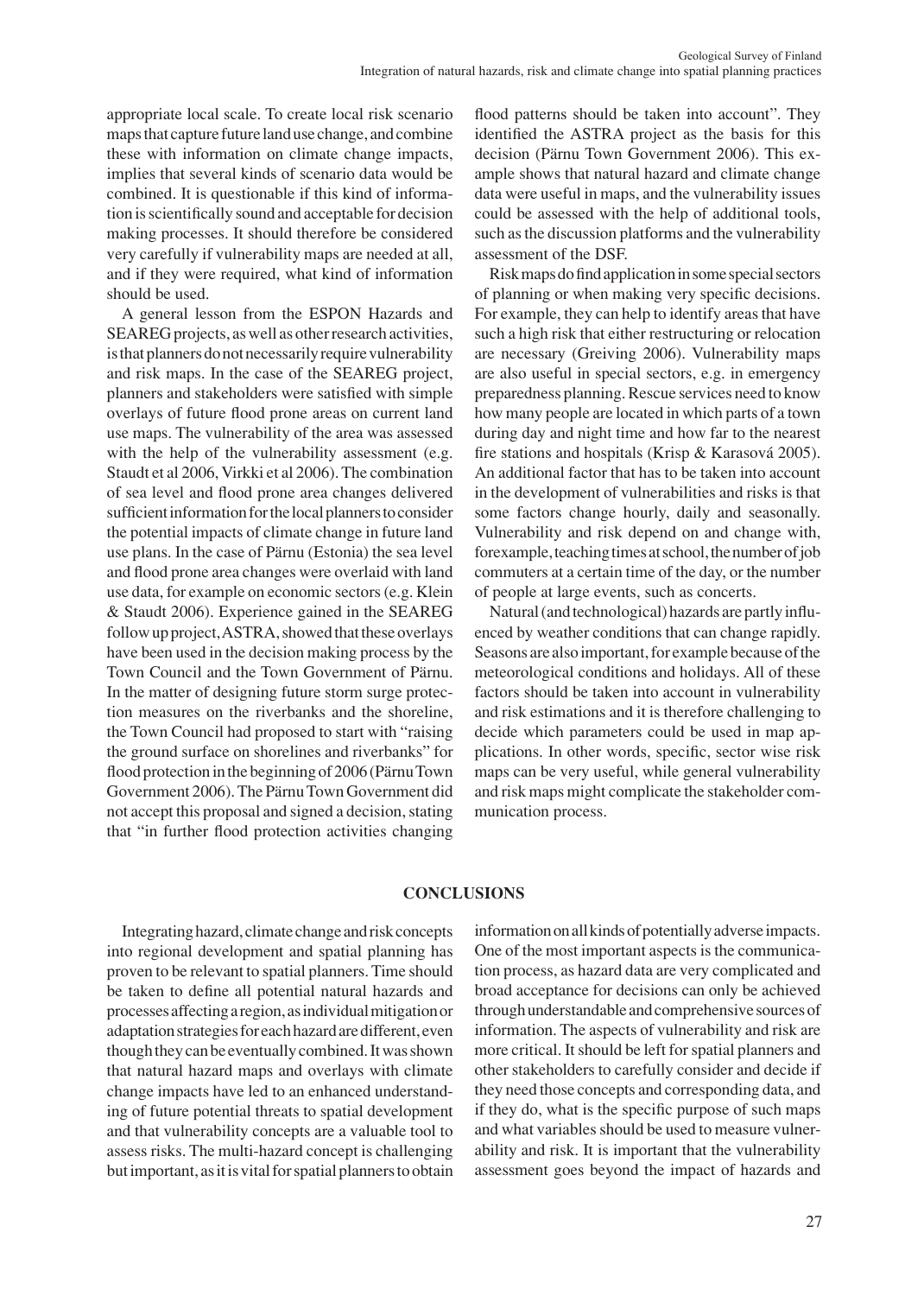appropriate local scale. To create local risk scenario maps that capture future land use change, and combine these with information on climate change impacts, implies that several kinds of scenario data would be combined. It is questionable if this kind of information is scientifically sound and acceptable for decision making processes. It should therefore be considered very carefully if vulnerability maps are needed at all, and if they were required, what kind of information should be used.

A general lesson from the ESPON Hazards and SEAREG projects, as well as other research activities, is that planners do not necessarily require vulnerability and risk maps. In the case of the SEAREG project, planners and stakeholders were satisfied with simple overlays of future flood prone areas on current land use maps. The vulnerability of the area was assessed with the help of the vulnerability assessment (e.g. Staudt et al 2006, Virkki et al 2006). The combination of sea level and flood prone area changes delivered sufficient information for the local planners to consider the potential impacts of climate change in future land use plans. In the case of Pärnu (Estonia) the sea level and flood prone area changes were overlaid with land use data, for example on economic sectors (e.g. Klein & Staudt 2006). Experience gained in the SEAREG follow up project, ASTRA, showed that these overlays have been used in the decision making process by the Town Council and the Town Government of Pärnu. In the matter of designing future storm surge protection measures on the riverbanks and the shoreline, the Town Council had proposed to start with "raising the ground surface on shorelines and riverbanks" for flood protection in the beginning of 2006 (Pärnu Town Government 2006). The Pärnu Town Government did not accept this proposal and signed a decision, stating that "in further flood protection activities changing flood patterns should be taken into account". They identified the ASTRA project as the basis for this decision (Pärnu Town Government 2006). This example shows that natural hazard and climate change data were useful in maps, and the vulnerability issues could be assessed with the help of additional tools, such as the discussion platforms and the vulnerability assessment of the DSF.

Risk maps do find application in some special sectors of planning or when making very specific decisions. For example, they can help to identify areas that have such a high risk that either restructuring or relocation are necessary (Greiving 2006). Vulnerability maps are also useful in special sectors, e.g. in emergency preparedness planning. Rescue services need to know how many people are located in which parts of a town during day and night time and how far to the nearest fire stations and hospitals (Krisp & Karasová 2005). An additional factor that has to be taken into account in the development of vulnerabilities and risks is that some factors change hourly, daily and seasonally. Vulnerability and risk depend on and change with, forexample, teaching times at school, the number of job commuters at a certain time of the day, or the number of people at large events, such as concerts.

Natural (and technological) hazards are partly influenced by weather conditions that can change rapidly. Seasons are also important, for example because of the meteorological conditions and holidays. All of these factors should be taken into account in vulnerability and risk estimations and it is therefore challenging to decide which parameters could be used in map applications. In other words, specific, sector wise risk maps can be very useful, while general vulnerability and risk maps might complicate the stakeholder communication process.

## CONCLUSIONS

Integrating hazard, climate change and risk concepts into regional development and spatial planning has proven to be relevant to spatial planners. Time should be taken to define all potential natural hazards and processes affecting a region, as individual mitigation or adaptation strategies for each hazard are different, even though they can be eventually combined. It was shown that natural hazard maps and overlays with climate change impacts have led to an enhanced understanding of future potential threats to spatial development and that vulnerability concepts are a valuable tool to assess risks. The multi-hazard concept is challenging but important, as it is vital for spatial planners to obtain information on all kinds of potentially adverse impacts. One of the most important aspects is the communication process, as hazard data are very complicated and broad acceptance for decisions can only be achieved through understandable and comprehensive sources of information. The aspects of vulnerability and risk are more critical. It should be left for spatial planners and other stakeholders to carefully consider and decide if they need those concepts and corresponding data, and if they do, what is the specific purpose of such maps and what variables should be used to measure vulnerability and risk. It is important that the vulnerability assessment goes beyond the impact of hazards and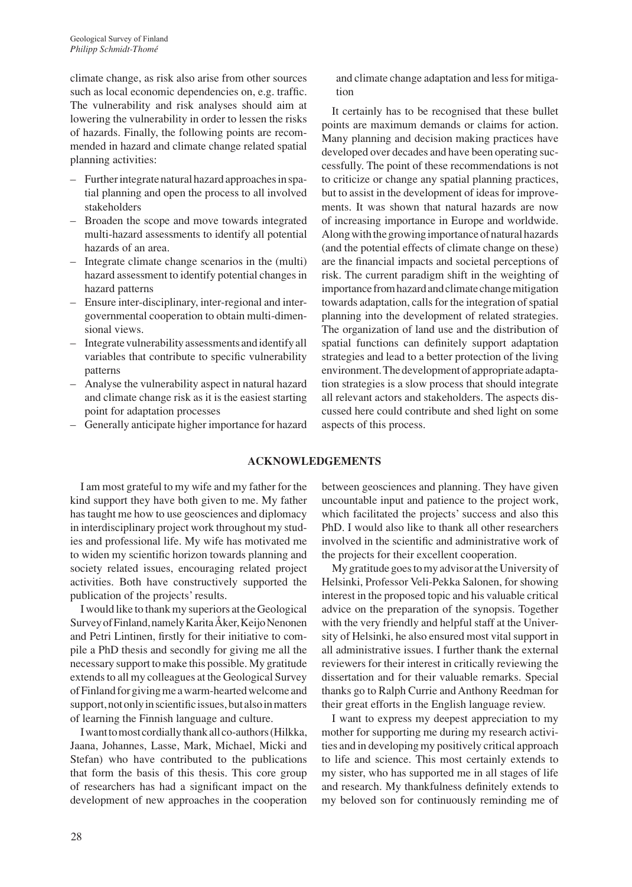climate change, as risk also arise from other sources such as local economic dependencies on, e.g. traffic. The vulnerability and risk analyses should aim at lowering the vulnerability in order to lessen the risks of hazards. Finally, the following points are recommended in hazard and climate change related spatial planning activities:

- Further integrate natural hazard approaches in spatial planning and open the process to all involved stakeholders
- Broaden the scope and move towards integrated multi-hazard assessments to identify all potential hazards of an area.
- Integrate climate change scenarios in the (multi) hazard assessment to identify potential changes in hazard patterns
- Ensure inter-disciplinary, inter-regional and intergovernmental cooperation to obtain multi-dimensional views.
- Integrate vulnerability assessments and identify all variables that contribute to specific vulnerability patterns
- Analyse the vulnerability aspect in natural hazard and climate change risk as it is the easiest starting point for adaptation processes
- Generally anticipate higher importance for hazard and climate change adaptation and less for mitigation

It certainly has to be recognised that these bullet points are maximum demands or claims for action. Many planning and decision making practices have developed over decades and have been operating successfully. The point of these recommendations is not to criticize or change any spatial planning practices, but to assist in the development of ideas for improvements. It was shown that natural hazards are now of increasing importance in Europe and worldwide. Along with the growing importance of natural hazards (and the potential effects of climate change on these) are the financial impacts and societal perceptions of risk. The current paradigm shift in the weighting of importance from hazard and climate change mitigation towards adaptation, calls for the integration of spatial planning into the development of related strategies. The organization of land use and the distribution of spatial functions can definitely support adaptation strategies and lead to a better protection of the living environment. The development of appropriate adaptation strategies is a slow process that should integrate all relevant actors and stakeholders. The aspects discussed here could contribute and shed light on some aspects of this process.

## ACKNOWLEDGEMENTS

I am most grateful to my wife and my father for the kind support they have both given to me. My father has taught me how to use geosciences and diplomacy in interdisciplinary project work throughout my studies and professional life. My wife has motivated me to widen my scientific horizon towards planning and society related issues, encouraging related project activities. Both have constructively supported the publication of the projects' results.

I would like to thank my superiors at the Geological Survey of Finland, namely Karita Åker, Keijo Nenonen and Petri Lintinen, firstly for their initiative to compile a PhD thesis and secondly for giving me all the necessary support to make this possible. My gratitude extends to all my colleagues at the Geological Survey of Finland for giving me a warm-hearted welcome and support, not only in scientific issues, but also in matters of learning the Finnish language and culture.

I want to most cordially thank all co-authors (Hilkka, Jaana, Johannes, Lasse, Mark, Michael, Micki and Stefan) who have contributed to the publications that form the basis of this thesis. This core group of researchers has had a significant impact on the development of new approaches in the cooperation between geosciences and planning. They have given uncountable input and patience to the project work, which facilitated the projects' success and also this PhD. I would also like to thank all other researchers involved in the scientific and administrative work of the projects for their excellent cooperation.

My gratitude goes to my advisor at the University of Helsinki, Professor Veli-Pekka Salonen, for showing interest in the proposed topic and his valuable critical advice on the preparation of the synopsis. Together with the very friendly and helpful staff at the University of Helsinki, he also ensured most vital support in all administrative issues. I further thank the external reviewers for their interest in critically reviewing the dissertation and for their valuable remarks. Special thanks go to Ralph Currie and Anthony Reedman for their great efforts in the English language review.

I want to express my deepest appreciation to my mother for supporting me during my research activities and in developing my positively critical approach to life and science. This most certainly extends to my sister, who has supported me in all stages of life and research. My thankfulness definitely extends to my beloved son for continuously reminding me of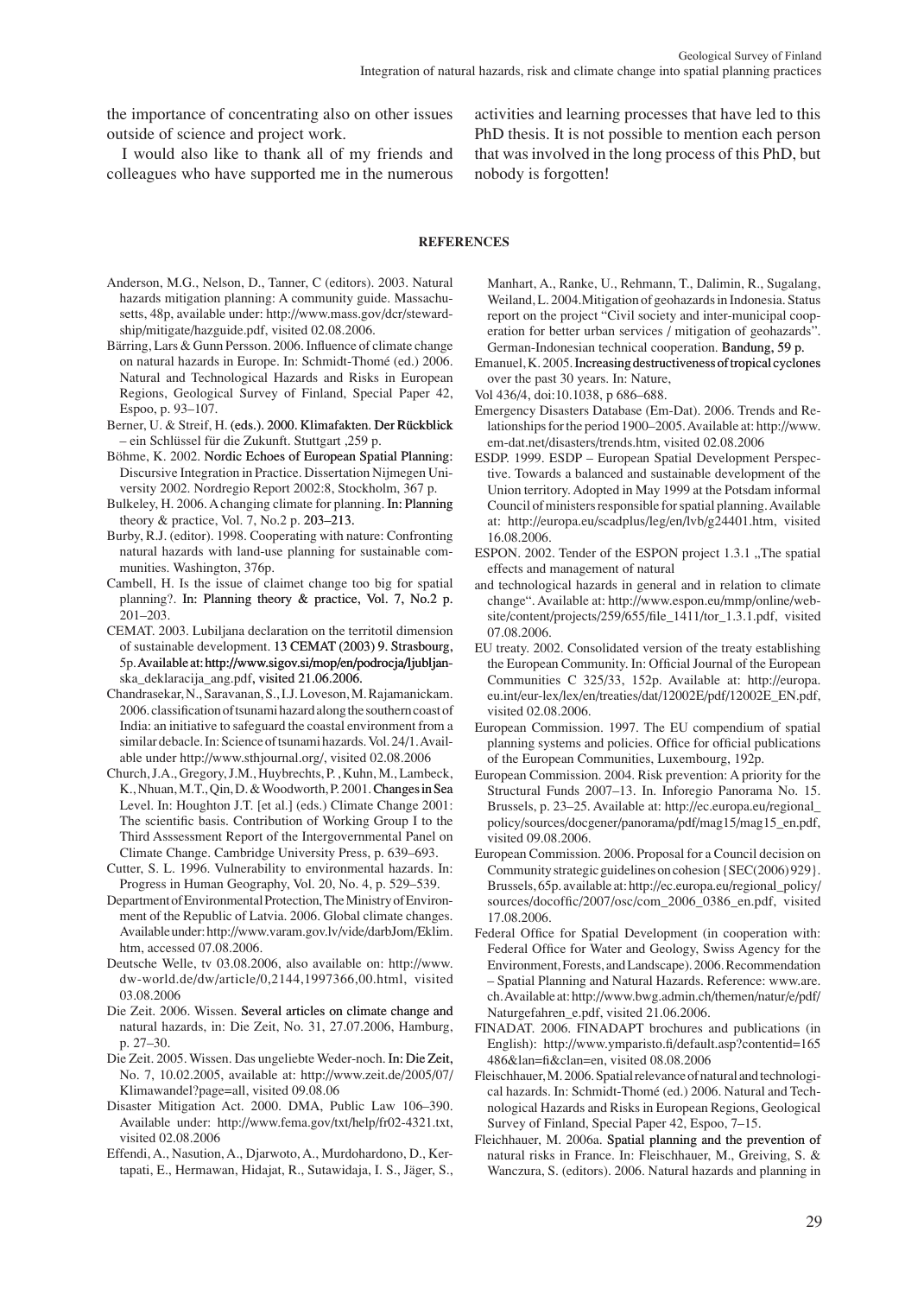the importance of concentrating also on other issues outside of science and project work.

I would also like to thank all of my friends and colleagues who have supported me in the numerous activities and learning processes that have led to this PhD thesis. It is not possible to mention each person that was involved in the long process of this PhD, but nobody is forgotten!

## REFERENCES

Anderson, M.G., Nelson, D., Tanner, C (editors). 2003. Natural hazards mitigation planning: A community guide. Massachusetts, 48p, available under: http://www.mass.gov/dcr/stewardship/mitigate/hazguide.pdf, visited 02.08.2006.

Bärring, Lars & Gunn Persson. 2006. Influence of climate change on natural hazards in Europe. In: Schmidt-Thomé (ed.) 2006. Natural and Technological Hazards and Risks in European Regions, Geological Survey of Finland, Special Paper 42, Espoo, p. 93–107.

Berner, U. & Streif, H. (eds.). 2000. Klimafakten. Der Rückblick – ein Schlüssel für die Zukunft. Stuttgart ,259 p.

Böhme, K. 2002. Nordic Echoes of European Spatial Planning: Discursive Integration in Practice. Dissertation Nijmegen University 2002. Nordregio Report 2002:8, Stockholm, 367 p.

Bulkeley, H. 2006. A changing climate for planning. In: Planning theory & practice, Vol. 7, No.2 p. 203–213.

Burby, R.J. (editor). 1998. Cooperating with nature: Confronting natural hazards with land-use planning for sustainable communities. Washington, 376p.

Cambell, H. Is the issue of claimet change too big for spatial planning?. In: Planning theory & practice, Vol. 7, No.2 p. 201–203.

CEMAT. 2003. Lubiljana declaration on the territotil dimension of sustainable development. 13 CEMAT (2003) 9. Strasbourg, 5p. Available at: http://www.sigov.si/mop/en/podrocja/ljubljanska_deklaracija_ang.pdf, visited 21.06.2006.

Chandrasekar, N., Saravanan, S., I.J. Loveson, M. Rajamanickam. 2006. classification of tsunami hazard along the southern coast of India: an initiative to safeguard the coastal environment from a similar debacle. In: Science of tsunami hazards. Vol. 24/1. Available under http://www.sthjournal.org/, visited 02.08.2006

Church, J.A., Gregory, J.M., Huybrechts, P. , Kuhn, M., Lambeck, K., Nhuan, M.T., Qin, D. & Woodworth, P. 2001. Changes in Sea Level. In: Houghton J.T. [et al.] (eds.) Climate Change 2001: The scientific basis. Contribution of Working Group I to the Third Asssessment Report of the Intergovernmental Panel on Climate Change. Cambridge University Press, p. 639–693.

Cutter, S. L. 1996. Vulnerability to environmental hazards. In: Progress in Human Geography, Vol. 20, No. 4, p. 529–539.

Department of Environmental Protection, The Ministry of Environment of the Republic of Latvia. 2006. Global climate changes. Available under: http://www.varam.gov.lv/vide/darbJom/Eklim.htm, accessed 07.08.2006.

Deutsche Welle, tv 03.08.2006, also available on: http://www.dw-world.de/dw/article/0,2144,1997366,00.html, visited 03.08.2006

Die Zeit. 2006. Wissen. Several articles on climate change and natural hazards, in: Die Zeit, No. 31, 27.07.2006, Hamburg, p. 27–30.

Die Zeit. 2005. Wissen. Das ungeliebte Weder-noch. In: Die Zeit, No. 7, 10.02.2005, available at: http://www.zeit.de/2005/07/Klimawandel?page=all, visited 09.08.06

Disaster Mitigation Act. 2000. DMA, Public Law 106–390. Available under: http://www.fema.gov/txt/help/fr02-4321.txt, visited 02.08.2006

Effendi, A., Nasution, A., Djarwoto, A., Murdohardono, D., Kertapati, E., Hermawan, Hidajat, R., Sutawidaja, I. S., Jäger, S., Manhart, A., Ranke, U., Rehmann, T., Dalimin, R., Sugalang, Weiland, L. 2004. Mitigation of geohazards in Indonesia. Status report on the project "Civil society and inter-municipal cooperation for better urban services / mitigation of geohazards". German-Indonesian technical cooperation. Bandung, 59 p.

Emanuel, K. 2005. Increasing destructiveness of tropical cyclones over the past 30 years. In: Nature,

Vol 436/4, doi:10.1038, p 686–688.

Emergency Disasters Database (Em-Dat). 2006. Trends and Relationships for the period 1900–2005. Available at: http://www.em-dat.net/disasters/trends.htm, visited 02.08.2006

ESDP. 1999. ESDP – European Spatial Development Perspective. Towards a balanced and sustainable development of the Union territory. Adopted in May 1999 at the Potsdam informal Council of ministers responsible for spatial planning. Available at: http://europa.eu/scadplus/leg/en/lvb/g24401.htm, visited 16.08.2006.

ESPON. 2002. Tender of the ESPON project 1.3.1 „The spatial effects and management of natural

and technological hazards in general and in relation to climate change". Available at: http://www.espon.eu/mmp/online/website/content/projects/259/655/file_1411/tor_1.3.1.pdf, visited 07.08.2006.

EU treaty. 2002. Consolidated version of the treaty establishing the European Community. In: Official Journal of the European Communities C 325/33, 152p. Available at: http://europa.eu.int/eur-lex/lex/en/treaties/dat/12002E/pdf/12002E_EN.pdf, visited 02.08.2006.

European Commission. 1997. The EU compendium of spatial planning systems and policies. Office for official publications of the European Communities, Luxembourg, 192p.

European Commission. 2004. Risk prevention: A priority for the Structural Funds 2007–13. In. Inforegio Panorama No. 15. Brussels, p. 23–25. Available at: http://ec.europa.eu/regional_policy/sources/docgener/panorama/pdf/mag15/mag15_en.pdf, visited 09.08.2006.

European Commission. 2006. Proposal for a Council decision on Community strategic guidelines on cohesion {SEC(2006) 929}. Brussels, 65p. available at: http://ec.europa.eu/regional_policy/sources/docoffic/2007/osc/com_2006_0386_en.pdf, visited 17.08.2006.

Federal Office for Spatial Development (in cooperation with: Federal Office for Water and Geology, Swiss Agency for the Environment, Forests, and Landscape). 2006. Recommendation – Spatial Planning and Natural Hazards. Reference: www.are.ch. Available at: http://www.bwg.admin.ch/themen/natur/e/pdf/Naturgefahren_e.pdf, visited 21.06.2006.

FINADAT. 2006. FINADAPT brochures and publications (in English): http://www.ymparisto.fi/default.asp?contentid=165486&lan=fi&clan=en, visited 08.08.2006

Fleischhauer, M. 2006. Spatial relevance of natural and technological hazards. In: Schmidt-Thomé (ed.) 2006. Natural and Technological Hazards and Risks in European Regions, Geological Survey of Finland, Special Paper 42, Espoo, 7–15.

Fleichhauer, M. 2006a. Spatial planning and the prevention of natural risks in France. In: Fleischhauer, M., Greiving, S. & Wanczura, S. (editors). 2006. Natural hazards and planning in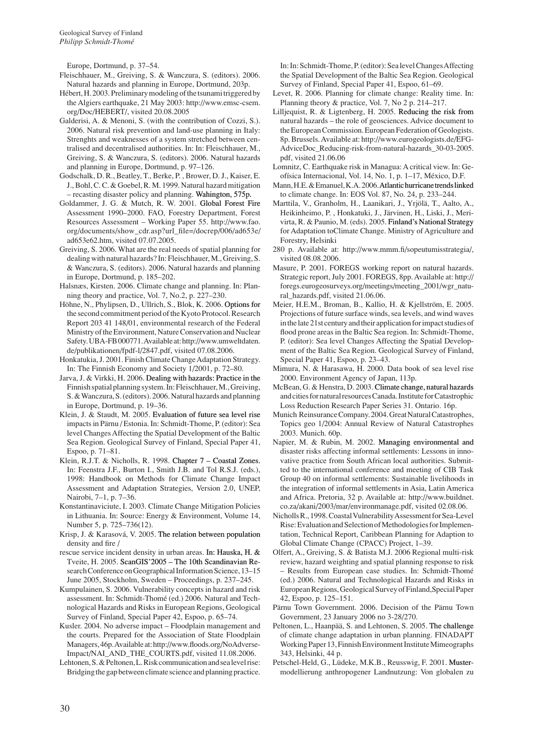Europe, Dortmund, p. 37–54.

Fleischhauer, M., Greiving, S. & Wanczura, S. (editors). 2006. Natural hazards and planning in Europe, Dortmund, 203p.

Hébert, H. 2003. Preliminary modeling of the tsunami triggered by the Algiers earthquake, 21 May 2003: http://www.emsc-csem.org/Doc/HEBERT/, visited 20.08.2005

Galderisi, A. & Menoni, S. (with the contribution of Cozzi, S.). 2006. Natural risk prevention and land-use planning in Italy: Strenghts and weaknesses of a system stretched between centralised and decentralised authorities. In: In: Fleischhauer, M., Greiving, S. & Wanczura, S. (editors). 2006. Natural hazards and planning in Europe, Dortmund, p. 97–126.

Godschalk, D. R., Beatley, T., Berke, P. , Brower, D. J., Kaiser, E. J., Bohl, C. C. & Goebel, R. M. 1999. Natural hazard mitigation – recasting disaster policy and planning. Wahington, 575p.

Goldammer, J. G. & Mutch, R. W. 2001. Global Forest Fire Assessment 1990–2000. FAO, Forestry Department, Forest Resources Assessment – Working Paper 55. http://www.fao.org/documents/show_cdr.asp?url_file=/docrep/006/ad653e/ad653e62.htm, visited 07.07.2005.

Greiving, S. 2006. What are the real needs of spatial planning for dealing with natural hazards? In: Fleischhauer, M., Greiving, S. & Wanczura, S. (editors). 2006. Natural hazards and planning in Europe, Dortmund, p. 185–202.

Halsnæs, Kirsten. 2006. Climate change and planning. In: Planning theory and practice, Vol. 7, No.2, p. 227–230.

Höhne, N., Phylipsen, D., Ullrich, S., Blok, K. 2006. Options for the second commitment period of the Kyoto Protocol. Research Report 203 41 148/01, environmental research of the Federal Ministry of the Environment, Nature Conservation and Nuclear Safety. UBA-FB 000771. Available at: http://www.umweltdaten.de/publikationen/fpdf-l/2847.pdf, visited 07.08.2006.

Honkatukia, J. 2001. Finish Climate Change Adaptation Strategy. In: The Finnish Economy and Society 1/2001, p. 72–80.

Jarva, J. & Virkki, H. 2006. Dealing with hazards: Practice in the Finnish spatial planning system. In: Fleischhauer, M., Greiving, S. & Wanczura, S. (editors). 2006. Natural hazards and planning in Europe, Dortmund, p. 19–36.

Klein, J. & Staudt, M. 2005. Evaluation of future sea level rise impacts in Pärnu / Estonia. In: Schmidt-Thome, P. (editor): Sea level Changes Affecting the Spatial Development of the Baltic Sea Region. Geological Survey of Finland, Special Paper 41, Espoo, p. 71–81.

Klein, R.J.T. & Nicholls, R. 1998. Chapter 7 – Coastal Zones. In: Feenstra J.F., Burton I., Smith J.B. and Tol R.S.J. (eds.), 1998: Handbook on Methods for Climate Change Impact Assessment and Adaptation Strategies, Version 2.0, UNEP, Nairobi, 7–1, p. 7–36.

Konstantinaviciute, I. 2003. Climate Change Mitigation Policies in Lithuania. In: Source: Energy & Environment, Volume 14, Number 5, p. 725–736(12).

Krisp, J. & Karasová, V. 2005. The relation between population density and fire /

rescue service incident density in urban areas. In: Hauska, H. & Tveite, H. 2005. ScanGIS'2005 – The 10th Scandinavian Research Conference on Geographical Information Science, 13–15 June 2005, Stockholm, Sweden – Proceedings, p. 237–245.

Kumpulainen, S. 2006. Vulnerability concepts in hazard and risk assessment. In: Schmidt-Thomé (ed.) 2006. Natural and Technological Hazards and Risks in European Regions, Geological Survey of Finland, Special Paper 42, Espoo, p. 65–74.

Kusler. 2004. No adverse impact – Floodplain management and the courts. Prepared for the Association of State Floodplain Managers, 46p. Available at: http://www.floods.org/NoAdverse-Impact/NAI_AND_THE_COURTS.pdf, visited 11.08.2006.

Lehtonen, S. & Peltonen, L. Risk communication and sea level rise: Bridging the gap between climate science and planning practice. In: In: Schmidt-Thome, P. (editor): Sea level Changes Affecting the Spatial Development of the Baltic Sea Region. Geological Survey of Finland, Special Paper 41, Espoo, 61–69.

Levet, R. 2006. Planning for climate change: Reality time. In: Planning theory & practice, Vol. 7, No 2 p. 214–217.

Lilljequist, R. & Ligtenberg, H. 2005. Reducing the risk from natural hazards – the role of geosciences. Advice document to the European Commission. European Federation of Geologists. 8p. Brussels. Available at: http://www.eurogeologists.de/EFG-AdviceDoc_Reducing-risk-from-natural-hazards_30-03-2005.pdf, visited 21.06.06

Lomnitz, C. Earthquake risk in Managua: A critical view. In: Geofísica Internacional, Vol. 14, No. 1, p. 1–17, México, D.F.

Mann, H.E. & Emanuel, K.A. 2006. Atlantic hurricane trends linked to climate change. In: EOS Vol. 87, No. 24, p. 233–244.

Marttila, V., Granholm, H., Laanikari, J., Yrjölä, T., Aalto, A., Heikinheimo, P. , Honkatuki, J., Järvinen, H., Liski, J., Merivirta, R. & Paunio, M. (eds). 2005. Finland's National Strategy for Adaptation toClimate Change. Ministry of Agriculture and Forestry, Helsinki

280 p. Available at: http://www.mmm.fi/sopeutumisstrategia/, visited 08.08.2006.

Masure, P. 2001. FOREGS working report on natural hazards. Strategic report, July 2001. FOREGS, 8pp. Available at: http://foregs.eurogeosurveys.org/meetings/meeting_2001/wgr_natural_hazards.pdf, visited 21.06.06.

Meier, H.E.M., Broman, B., Kallio, H. & Kjellström, E. 2005. Projections of future surface winds, sea levels, and wind waves in the late 21st century and their application for impact studies of flood prone areas in the Baltic Sea region. In: Schmidt-Thome, P. (editor): Sea level Changes Affecting the Spatial Development of the Baltic Sea Region. Geological Survey of Finland, Special Paper 41, Espoo, p. 23–43.

Mimura, N. & Harasawa, H. 2000. Data book of sea level rise 2000. Environment Agency of Japan, 113p.

McBean, G. & Henstra, D. 2003. Climate change, natural hazards and cities for natural resources Canada. Institute for Catastrophic Loss Reduction Research Paper Series 31. Ontario. 16p.

Munich Reinsurance Company. 2004. Great Natural Catastrophes, Topics geo 1/2004: Annual Review of Natural Catastrophes 2003. Munich. 60p.

Napier, M. & Rubin, M. 2002. Managing environmental and disaster risks affecting informal settlements: Lessons in innovative practice from South African local authorities. Submitted to the international conference and meeting of CIB Task Group 40 on informal settlements: Sustainable livelihoods in the integration of informal settlements in Asia, Latin America and Africa. Pretoria, 32 p. Available at: http://www.buildnet.co.za/akani/2003/mar/environmanage.pdf, visited 02.08.06.

Nicholls R., 1998. Coastal Vulnerability Assessment for Sea-Level Rise: Evaluation and Selection of Methodologies for Implementation, Technical Report, Caribbean Planning for Adaption to Global Climate Change (CPACC) Project, 1–39.

Olfert, A., Greiving, S. & Batista M.J. 2006 Regional multi-risk review, hazard weighting and spatial planning response to risk – Results from European case studies. In: Schmidt-Thomé (ed.) 2006. Natural and Technological Hazards and Risks in European Regions, Geological Survey of Finland, Special Paper 42, Espoo, p. 125–151.

Pärnu Town Government. 2006. Decision of the Pärnu Town Government, 23 January 2006 no 3-28/270.

Peltonen, L., Haanpää, S. and Lehtonen, S. 2005. The challenge of climate change adaptation in urban planning. FINADAPT Working Paper 13, Finnish Environment Institute Mimeographs 343, Helsinki, 44 p.

Petschel-Held, G., Lüdeke, M.K.B., Reusswig, F. 2001. Mustermodellierung anthropogener Landnutzung: Von globalen zu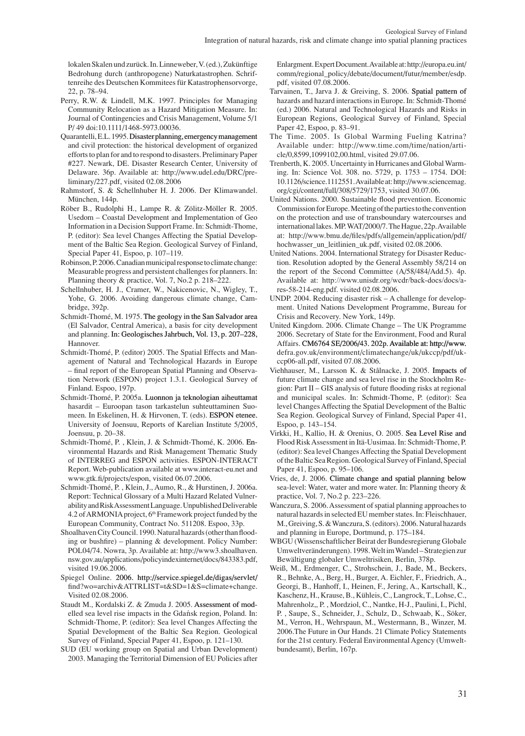lokalen Skalen und zurück. In. Linneweber, V. (ed.), Zukünftige Bedrohung durch (anthropogene) Naturkatastrophen. Schriftenreihe des Deutschen Kommitees für Katastrophensorvorge, 22, p. 78–94.

Perry, R.W. & Lindell, M.K. 1997. Principles for Managing Community Relocation as a Hazard Mitigation Measure. In: Journal of Contingencies and Crisis Management, Volume 5/1 P/ 49 doi:10.1111/1468-5973.00036.

Quarantelli, E.L. 1995. Disaster planning, emergency management and civil protection: the historical development of organized efforts to plan for and to respond to disasters. Preliminary Paper #227. Newark, DE. Disaster Research Center, University of Delaware. 36p. Available at: http://www.udel.edu/DRC/preliminary/227.pdf, visited 02.08.2006

Rahmstorf, S. & Schellnhuber H. J. 2006. Der Klimawandel. München, 144p.

Röber B., Rudolphi H., Lampe R. & Zölitz-Möller R. 2005. Usedom – Coastal Development and Implementation of Geo Information in a Decision Support Frame. In: Schmidt-Thome, P. (editor): Sea level Changes Affecting the Spatial Development of the Baltic Sea Region. Geological Survey of Finland, Special Paper 41, Espoo, p. 107–119.

Robinson, P. 2006. Canadian municipal response to climate change: Measurable progress and persistent challenges for planners. In: Planning theory & practice, Vol. 7, No.2 p. 218–222.

Schellnhuber, H. J., Cramer, W., Nakicenovic, N., Wigley, T., Yohe, G. 2006. Avoiding dangerous climate change, Cambridge, 392p.

Schmidt-Thomé, M. 1975. The geology in the San Salvador area (El Salvador, Central America), a basis for city development and planning. In: Geologisches Jahrbuch, Vol. 13, p. 207–228, Hannover.

Schmidt-Thomé, P. (editor) 2005. The Spatial Effects and Management of Natural and Technological Hazards in Europe – final report of the European Spatial Planning and Observation Network (ESPON) project 1.3.1. Geological Survey of Finland. Espoo, 197p.

Schmidt-Thomé, P. 2005a. Luonnon ja teknologian aiheuttamat hasardit – Euroopan tason tarkastelun suhteuttaminen Suomeen. In Eskelinen, H. & Hirvonen, T. (eds). ESPON etenee. University of Joensuu, Reports of Karelian Institute 5/2005, Joensuu, p. 20–38.

Schmidt-Thomé, P. , Klein, J. & Schmidt-Thomé, K. 2006. Environmental Hazards and Risk Management Thematic Study of INTERREG and ESPON activities. ESPON-INTERACT Report. Web-publication available at www.interact-eu.net and www.gtk.fi/projects/espon, visited 06.07.2006.

Schmidt-Thomé, P. , Klein, J., Aumo, R., & Hurstinen, J. 2006a. Report: Technical Glossary of a Multi Hazard Related Vulnerability and Risk Assessment Language. Unpublished Deliverable 4.2 of ARMONIA project, 6th Framework project funded by the European Community, Contract No. 511208. Espoo, 33p.

Shoalhaven City Council. 1990. Natural hazards (other than flooding or bushfire) – planning & development. Policy Number: POL04/74. Nowra, 3p. Available at: http://www3.shoalhaven.nsw.gov.au/applications/policyindexinternet/docs/843383.pdf, visited 19.06.2006.

Spiegel Online. 2006. http://service.spiegel.de/digas/servlet/find?wo=archiv&ATTRLIST=t&SD=1&S=climate+change. Visited 02.08.2006.

Staudt M., Kordalski Z. & Zmuda J. 2005. Assessment of modelled sea level rise impacts in the Gdańsk region, Poland. In: Schmidt-Thome, P. (editor): Sea level Changes Affecting the Spatial Development of the Baltic Sea Region. Geological Survey of Finland, Special Paper 41, Espoo, p. 121–130.

SUD (EU working group on Spatial and Urban Development) 2003. Managing the Territorial Dimension of EU Policies after Enlargment. Expert Document. Available at: http://europa.eu.int/comm/regional_policy/debate/document/futur/member/esdp.pdf, visited 07.08.2006.

Tarvainen, T., Jarva J. & Greiving, S. 2006. Spatial pattern of hazards and hazard interactions in Europe. In: Schmidt-Thomé (ed.) 2006. Natural and Technological Hazards and Risks in European Regions, Geological Survey of Finland, Special Paper 42, Espoo, p. 83–91.

The Time. 2005. Is Global Warming Fueling Katrina? Available under: http://www.time.com/time/nation/article/0,8599,1099102,00.html, visited 29.07.06.

Trenberth, K. 2005. Uncertainty in Hurricanes and Global Warming. In: Science Vol. 308. no. 5729, p. 1753 – 1754. DOI: 10.1126/science.1112551. Available at: http://www.sciencemag.org/cgi/content/full/308/5729/1753, visited 30.07.06.

United Nations. 2000. Sustainable flood prevention. Economic Commission for Europe. Meeting of the parties to the convention on the protection and use of transboundary watercourses and international lakes. MP. WAT/2000/7. The Hague, 22p. Available at: http://www.bmu.de/files/pdfs/allgemein/application/pdf/hochwasser_un_leitlinien_uk.pdf, visited 02.08.2006.

United Nations. 2004. International Strategy for Disaster Reduction. Resolution adopted by the General Assembly 58/214 on the report of the Second Committee (A/58/484/Add.5). 4p. Available at: http://www.unisdr.org/wcdr/back-docs/docs/a-res-58-214-eng.pdf. visited 02.08.2006.

UNDP. 2004. Reducing disaster risk – A challenge for development. United Nations Development Programme, Bureau for Crisis and Recovery. New York, 149p.

United Kingdom. 2006. Climate Change – The UK Programme 2006. Secretary of State for the Environment, Food and Rural Affairs. CM6764 SE/2006/43. 202p. Available at: http://www.defra.gov.uk/environment/climatechange/uk/ukccp/pdf/ukccp06-all.pdf, visited 07.08.2006.

Viehhauser, M., Larsson K. & Stålnacke, J. 2005. Impacts of future climate change and sea level rise in the Stockholm Region: Part II – GIS analysis of future flooding risks at regional and municipal scales. In: Schmidt-Thome, P. (editor): Sea level Changes Affecting the Spatial Development of the Baltic Sea Region. Geological Survey of Finland, Special Paper 41, Espoo, p. 143–154.

Virkki, H., Kallio, H. & Orenius, O. 2005. Sea Level Rise and Flood Risk Assessment in Itä-Uusimaa. In: Schmidt-Thome, P. (editor): Sea level Changes Affecting the Spatial Development of the Baltic Sea Region. Geological Survey of Finland, Special Paper 41, Espoo, p. 95–106.

Vries, de, J. 2006. Climate change and spatial planning below sea-level: Water, water and more water. In: Planning theory & practice, Vol. 7, No.2 p. 223–226.

Wanczura, S. 2006. Assessment of spatial planning approaches to natural hazards in selected EU member states. In: Fleischhauer, M., Greiving, S. & Wanczura, S. (editors). 2006. Natural hazards and planning in Europe, Dortmund, p. 175–184.

WBGU (Wissenschaftlicher Beirat der Bundesregierung Globale Umweltveränderungen). 1998. Welt im Wandel – Strategien zur Bewältigung globaler Umweltrisiken, Berlin, 378p.

Weiß, M., Erdmenger, C., Strohschein, J., Bade, M., Beckers, R., Behnke, A., Berg, H., Burger, A. Eichler, F., Friedrich, A., Georgi, B., Hanhoff, I., Heinen, F., Jering, A., Kartschall, K., Kaschenz, H., Krause, B., Kühleis, C., Langrock, T., Lohse, C., Mahrenholz,, P. , Mordziol, C., Nantke, H-J., Paulini, I., Pichl, P. , Saupe, S., Schneider, J., Schulz, D., Schwaab, K., Söker, M., Verron, H., Wehrspaun, M., Westermann, B., Winzer, M. 2006.The Future in Our Hands. 21 Climate Policy Statements for the 21st century. Federal Environmental Agency (Umweltbundesamt), Berlin, 167p.